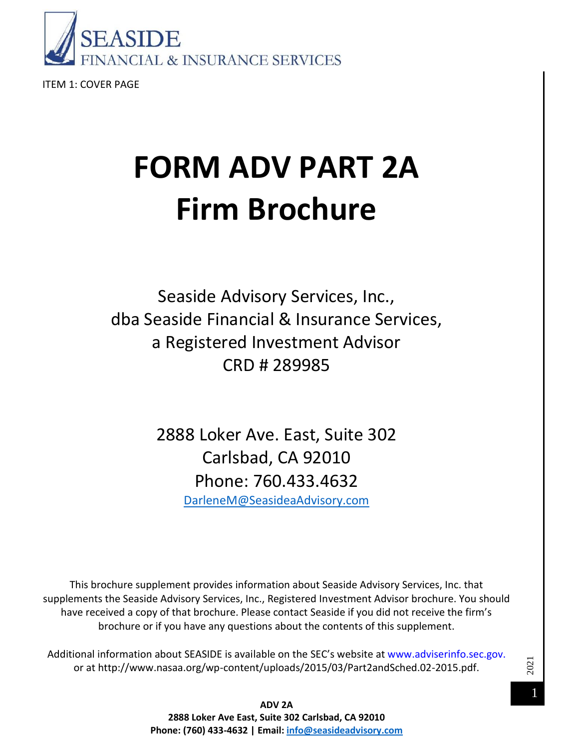SEASIDE
FINANCIAL & INSURANCE SERVICES

ITEM 1: COVER PAGE

# FORM ADV PART 2A
# Firm Brochure

Seaside Advisory Services, Inc.,
dba Seaside Financial & Insurance Services,
a Registered Investment Advisor
CRD # 289985

2888 Loker Ave. East, Suite 302
Carlsbad, CA 92010
Phone: 760.433.4632
DarleneM@SeasideaAdvisory.com

This brochure supplement provides information about Seaside Advisory Services, Inc. that supplements the Seaside Advisory Services, Inc., Registered Investment Advisor brochure. You should have received a copy of that brochure. Please contact Seaside if you did not receive the firm's brochure or if you have any questions about the contents of this supplement.

Additional information about SEASIDE is available on the SEC's website at www.adviserinfo.sec.gov. or at http://www.nasaa.org/wp-content/uploads/2015/03/Part2andSched.02-2015.pdf.

2021

**ADV 2A**
**2888 Loker Ave East, Suite 302 Carlsbad, CA 92010**
**Phone: (760) 433-4632 | Email: info@seasideadvisory.com**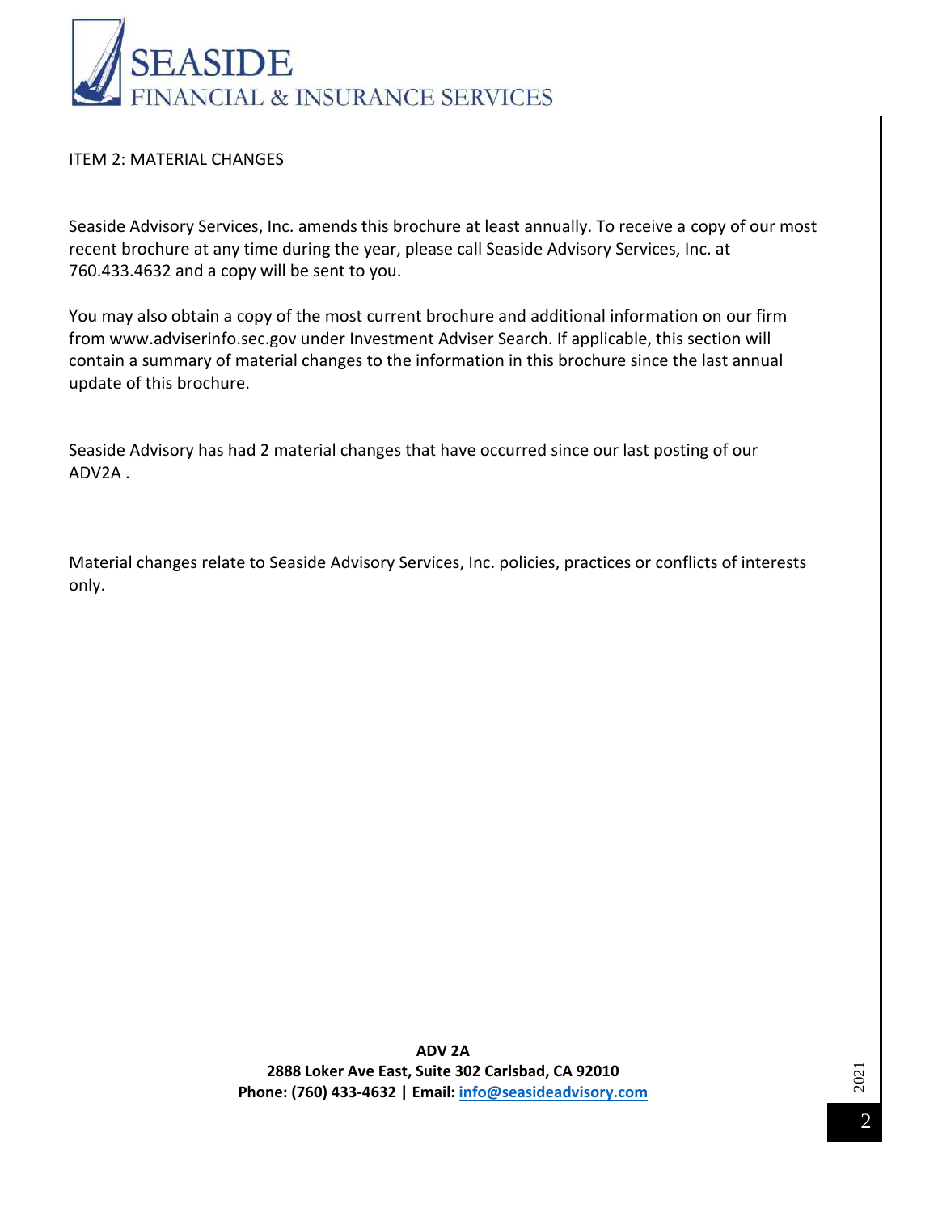## ITEM 2: MATERIAL CHANGES

Seaside Advisory Services, Inc. amends this brochure at least annually. To receive a copy of our most recent brochure at any time during the year, please call Seaside Advisory Services, Inc. at 760.433.4632 and a copy will be sent to you.

You may also obtain a copy of the most current brochure and additional information on our firm from www.adviserinfo.sec.gov under Investment Adviser Search. If applicable, this section will contain a summary of material changes to the information in this brochure since the last annual update of this brochure.

Seaside Advisory has had 2 material changes that have occurred since our last posting of our ADV2A .

Material changes relate to Seaside Advisory Services, Inc. policies, practices or conflicts of interests only.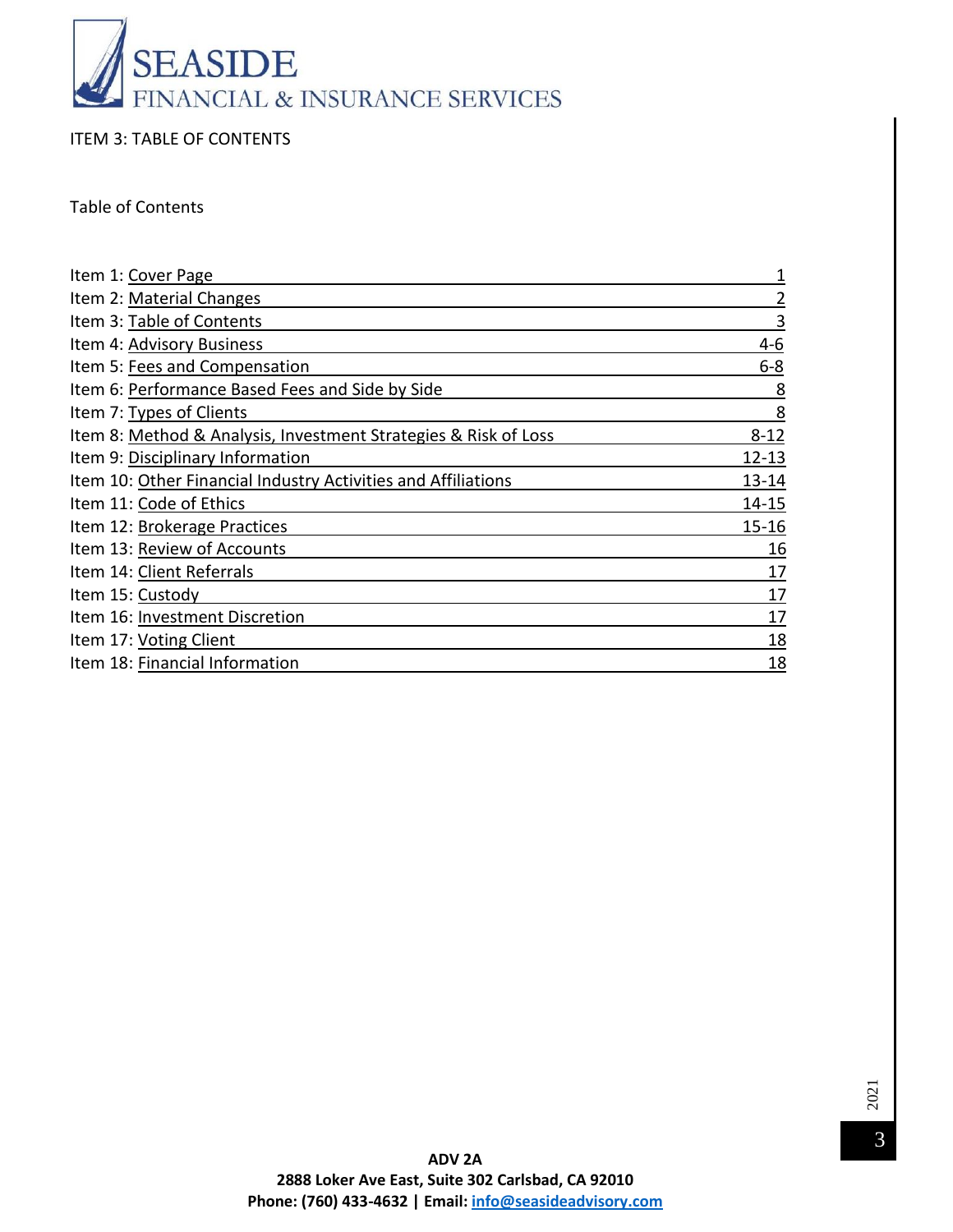SEASIDE
FINANCIAL & INSURANCE SERVICES

# ITEM 3: TABLE OF CONTENTS

Table of Contents

| Item | Page |
| --- | --- |
| Item 1: Cover Page | 1 |
| Item 2: Material Changes | 2 |
| Item 3: Table of Contents | 3 |
| Item 4: Advisory Business | 4-6 |
| Item 5: Fees and Compensation | 6-8 |
| Item 6: Performance Based Fees and Side by Side | 8 |
| Item 7: Types of Clients | 8 |
| Item 8: Method & Analysis, Investment Strategies & Risk of Loss | 8-12 |
| Item 9: Disciplinary Information | 12-13 |
| Item 10: Other Financial Industry Activities and Affiliations | 13-14 |
| Item 11: Code of Ethics | 14-15 |
| Item 12: Brokerage Practices | 15-16 |
| Item 13: Review of Accounts | 16 |
| Item 14: Client Referrals | 17 |
| Item 15: Custody | 17 |
| Item 16: Investment Discretion | 17 |
| Item 17: Voting Client | 18 |
| Item 18: Financial Information | 18 |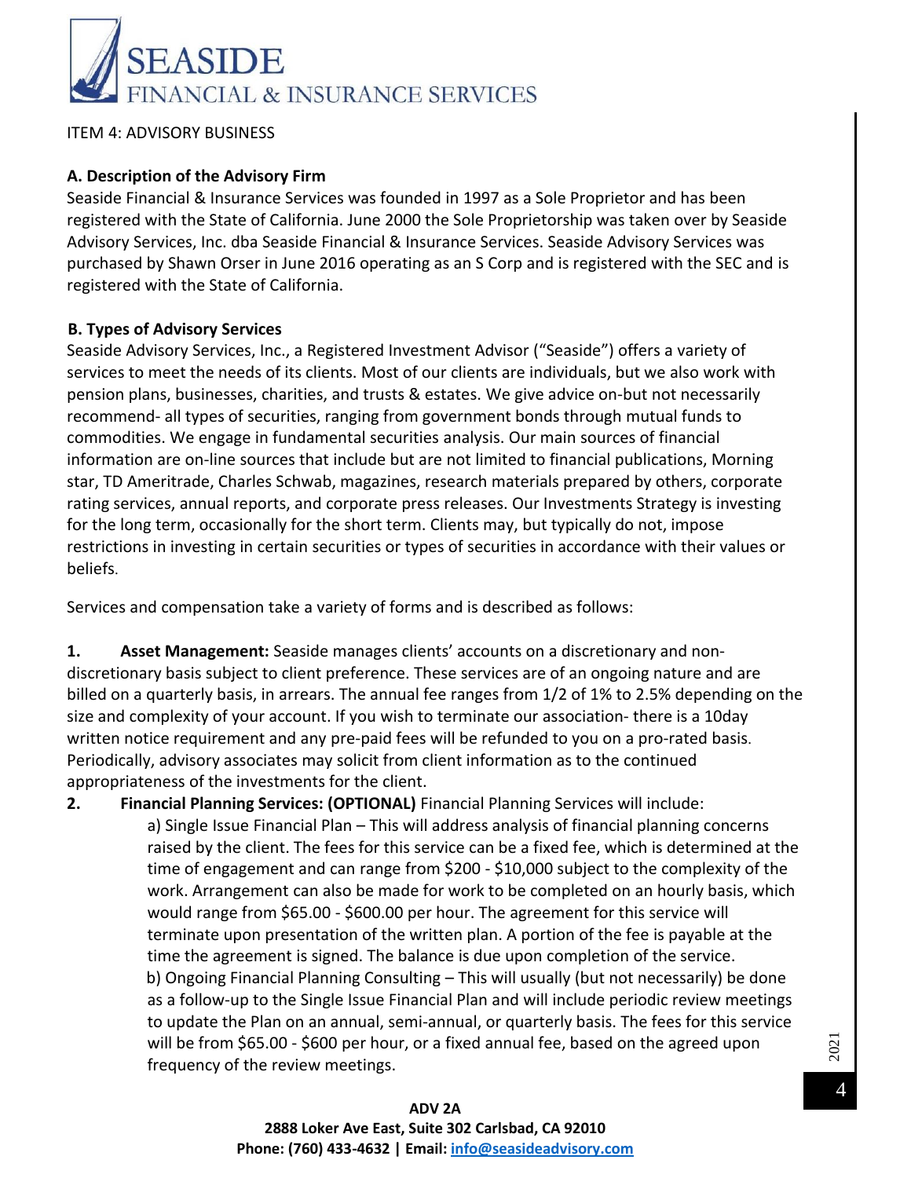ITEM 4: ADVISORY BUSINESS

**A. Description of the Advisory Firm**

Seaside Financial & Insurance Services was founded in 1997 as a Sole Proprietor and has been registered with the State of California. June 2000 the Sole Proprietorship was taken over by Seaside Advisory Services, Inc. dba Seaside Financial & Insurance Services. Seaside Advisory Services was purchased by Shawn Orser in June 2016 operating as an S Corp and is registered with the SEC and is registered with the State of California.

**B. Types of Advisory Services**

Seaside Advisory Services, Inc., a Registered Investment Advisor ("Seaside") offers a variety of services to meet the needs of its clients. Most of our clients are individuals, but we also work with pension plans, businesses, charities, and trusts & estates. We give advice on-but not necessarily recommend- all types of securities, ranging from government bonds through mutual funds to commodities. We engage in fundamental securities analysis. Our main sources of financial information are on-line sources that include but are not limited to financial publications, Morning star, TD Ameritrade, Charles Schwab, magazines, research materials prepared by others, corporate rating services, annual reports, and corporate press releases. Our Investments Strategy is investing for the long term, occasionally for the short term. Clients may, but typically do not, impose restrictions in investing in certain securities or types of securities in accordance with their values or beliefs.

Services and compensation take a variety of forms and is described as follows:

1. **Asset Management:** Seaside manages clients' accounts on a discretionary and non-discretionary basis subject to client preference. These services are of an ongoing nature and are billed on a quarterly basis, in arrears. The annual fee ranges from 1/2 of 1% to 2.5% depending on the size and complexity of your account. If you wish to terminate our association- there is a 10day written notice requirement and any pre-paid fees will be refunded to you on a pro-rated basis. Periodically, advisory associates may solicit from client information as to the continued appropriateness of the investments for the client.
2. **Financial Planning Services: (OPTIONAL)** Financial Planning Services will include:

    a) Single Issue Financial Plan – This will address analysis of financial planning concerns raised by the client. The fees for this service can be a fixed fee, which is determined at the time of engagement and can range from $200 - $10,000 subject to the complexity of the work. Arrangement can also be made for work to be completed on an hourly basis, which would range from $65.00 - $600.00 per hour. The agreement for this service will terminate upon presentation of the written plan. A portion of the fee is payable at the time the agreement is signed. The balance is due upon completion of the service.

    b) Ongoing Financial Planning Consulting – This will usually (but not necessarily) be done as a follow-up to the Single Issue Financial Plan and will include periodic review meetings to update the Plan on an annual, semi-annual, or quarterly basis. The fees for this service will be from $65.00 - $600 per hour, or a fixed annual fee, based on the agreed upon frequency of the review meetings.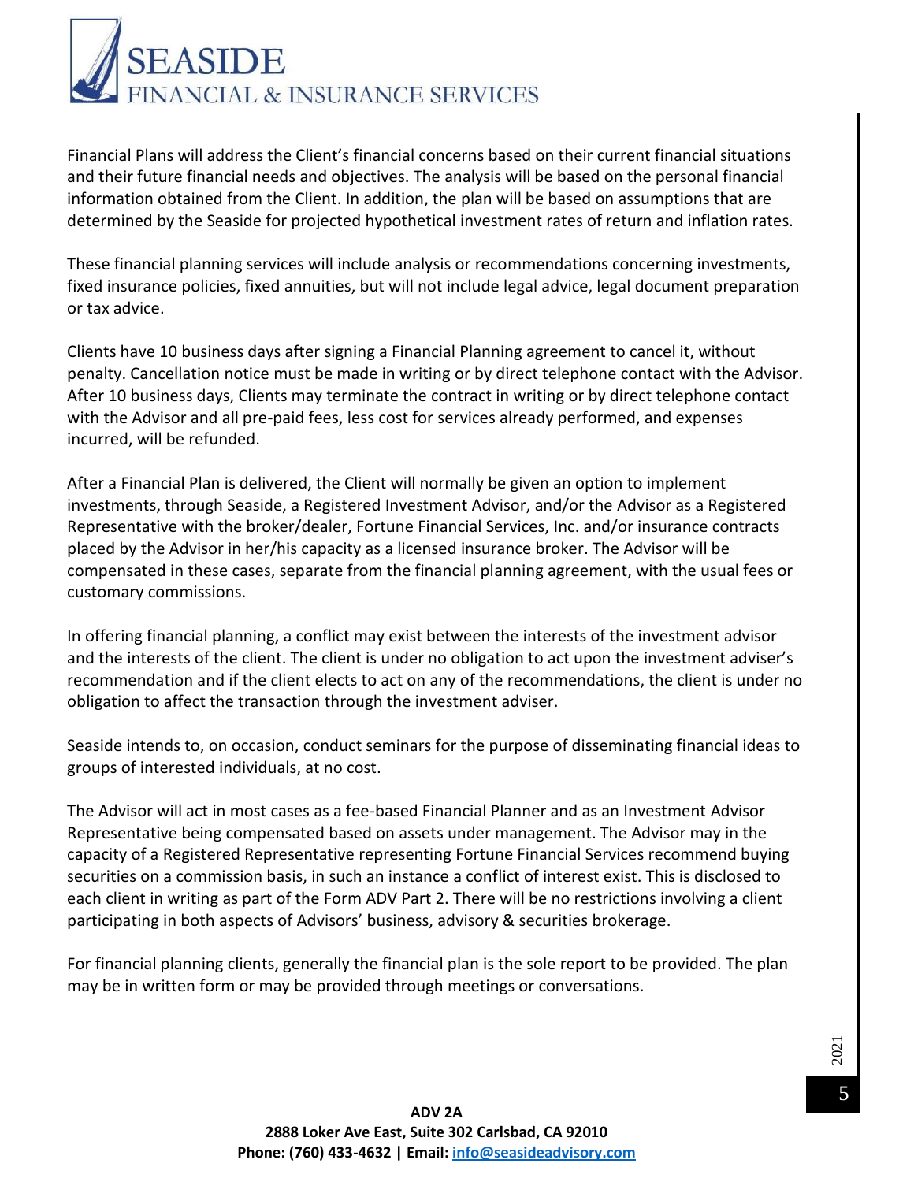Financial Plans will address the Client's financial concerns based on their current financial situations and their future financial needs and objectives. The analysis will be based on the personal financial information obtained from the Client. In addition, the plan will be based on assumptions that are determined by the Seaside for projected hypothetical investment rates of return and inflation rates.

These financial planning services will include analysis or recommendations concerning investments, fixed insurance policies, fixed annuities, but will not include legal advice, legal document preparation or tax advice.

Clients have 10 business days after signing a Financial Planning agreement to cancel it, without penalty. Cancellation notice must be made in writing or by direct telephone contact with the Advisor. After 10 business days, Clients may terminate the contract in writing or by direct telephone contact with the Advisor and all pre-paid fees, less cost for services already performed, and expenses incurred, will be refunded.

After a Financial Plan is delivered, the Client will normally be given an option to implement investments, through Seaside, a Registered Investment Advisor, and/or the Advisor as a Registered Representative with the broker/dealer, Fortune Financial Services, Inc. and/or insurance contracts placed by the Advisor in her/his capacity as a licensed insurance broker. The Advisor will be compensated in these cases, separate from the financial planning agreement, with the usual fees or customary commissions.

In offering financial planning, a conflict may exist between the interests of the investment advisor and the interests of the client. The client is under no obligation to act upon the investment adviser's recommendation and if the client elects to act on any of the recommendations, the client is under no obligation to affect the transaction through the investment adviser.

Seaside intends to, on occasion, conduct seminars for the purpose of disseminating financial ideas to groups of interested individuals, at no cost.

The Advisor will act in most cases as a fee-based Financial Planner and as an Investment Advisor Representative being compensated based on assets under management. The Advisor may in the capacity of a Registered Representative representing Fortune Financial Services recommend buying securities on a commission basis, in such an instance a conflict of interest exist. This is disclosed to each client in writing as part of the Form ADV Part 2. There will be no restrictions involving a client participating in both aspects of Advisors' business, advisory & securities brokerage.

For financial planning clients, generally the financial plan is the sole report to be provided. The plan may be in written form or may be provided through meetings or conversations.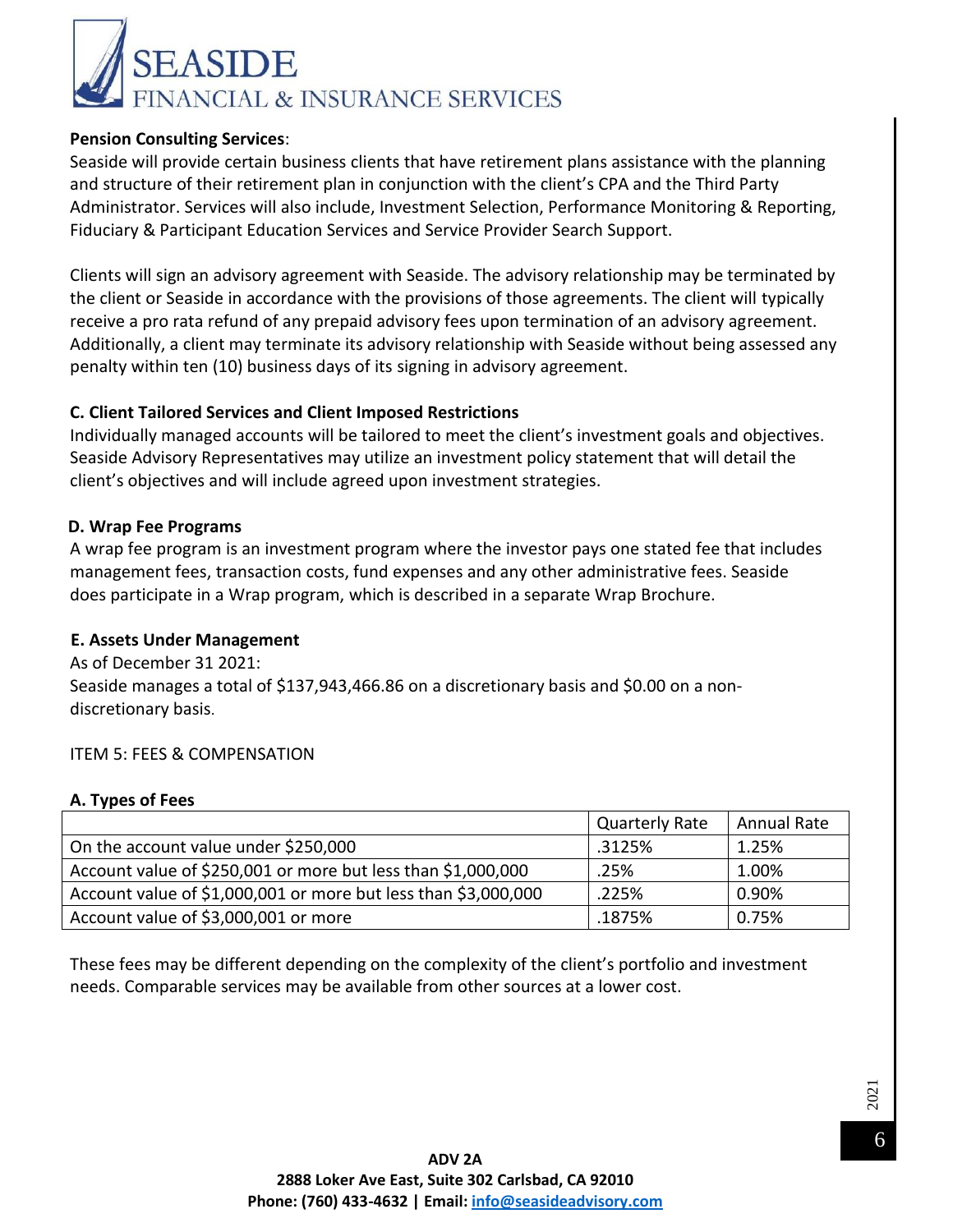**Pension Consulting Services**:

Seaside will provide certain business clients that have retirement plans assistance with the planning and structure of their retirement plan in conjunction with the client's CPA and the Third Party Administrator. Services will also include, Investment Selection, Performance Monitoring & Reporting, Fiduciary & Participant Education Services and Service Provider Search Support.

Clients will sign an advisory agreement with Seaside. The advisory relationship may be terminated by the client or Seaside in accordance with the provisions of those agreements. The client will typically receive a pro rata refund of any prepaid advisory fees upon termination of an advisory agreement. Additionally, a client may terminate its advisory relationship with Seaside without being assessed any penalty within ten (10) business days of its signing in advisory agreement.

**C. Client Tailored Services and Client Imposed Restrictions**

Individually managed accounts will be tailored to meet the client's investment goals and objectives. Seaside Advisory Representatives may utilize an investment policy statement that will detail the client's objectives and will include agreed upon investment strategies.

**D. Wrap Fee Programs**

A wrap fee program is an investment program where the investor pays one stated fee that includes management fees, transaction costs, fund expenses and any other administrative fees. Seaside does participate in a Wrap program, which is described in a separate Wrap Brochure.

**E. Assets Under Management**

As of December 31 2021:

Seaside manages a total of $137,943,466.86 on a discretionary basis and $0.00 on a non-discretionary basis.

ITEM 5: FEES & COMPENSATION

**A. Types of Fees**

| | Quarterly Rate | Annual Rate |
|---|---|---|
| On the account value under $250,000 | .3125% | 1.25% |
| Account value of $250,001 or more but less than $1,000,000 | .25% | 1.00% |
| Account value of $1,000,001 or more but less than $3,000,000 | .225% | 0.90% |
| Account value of $3,000,001 or more | .1875% | 0.75% |

These fees may be different depending on the complexity of the client's portfolio and investment needs. Comparable services may be available from other sources at a lower cost.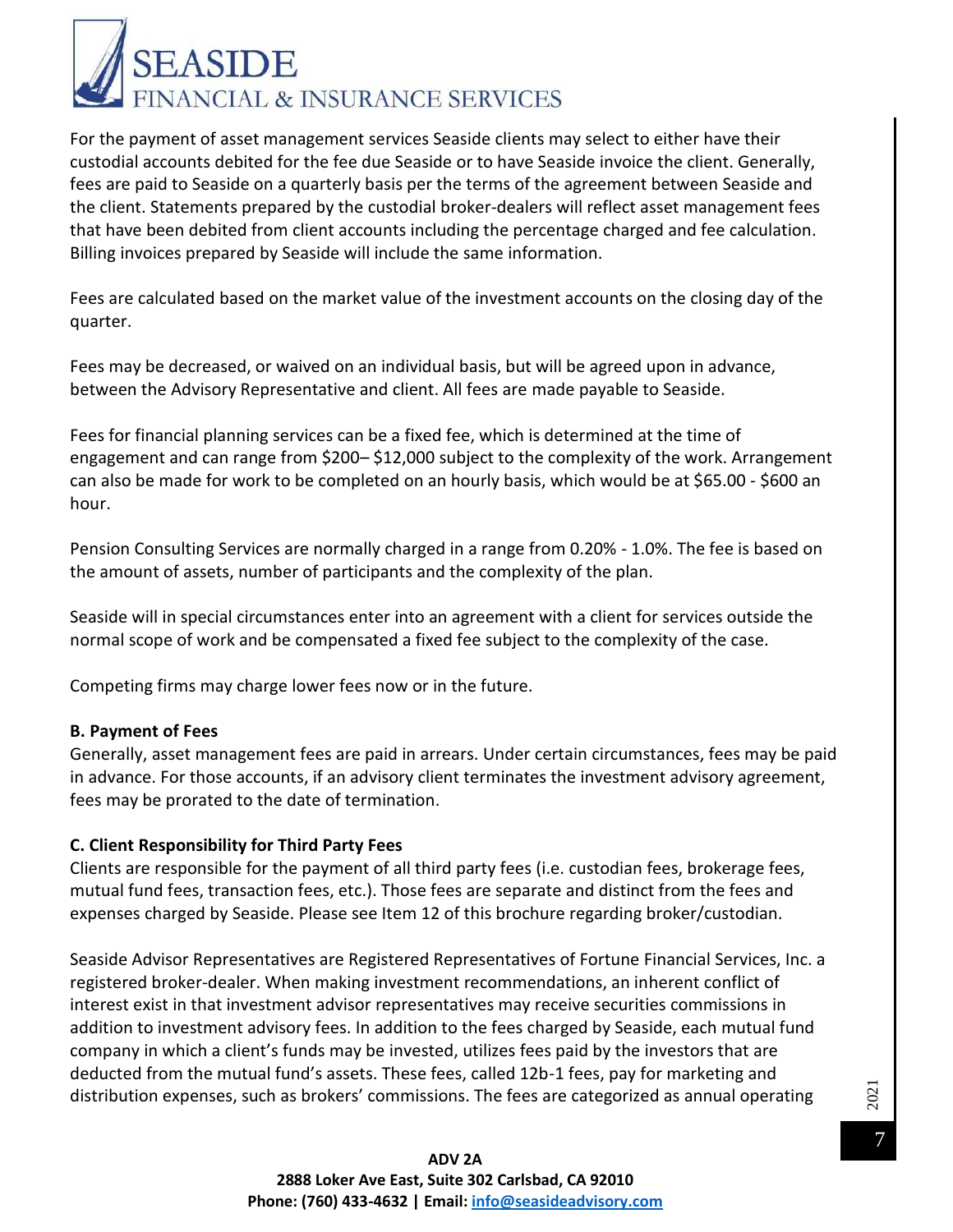For the payment of asset management services Seaside clients may select to either have their custodial accounts debited for the fee due Seaside or to have Seaside invoice the client. Generally, fees are paid to Seaside on a quarterly basis per the terms of the agreement between Seaside and the client. Statements prepared by the custodial broker-dealers will reflect asset management fees that have been debited from client accounts including the percentage charged and fee calculation. Billing invoices prepared by Seaside will include the same information.

Fees are calculated based on the market value of the investment accounts on the closing day of the quarter.

Fees may be decreased, or waived on an individual basis, but will be agreed upon in advance, between the Advisory Representative and client. All fees are made payable to Seaside.

Fees for financial planning services can be a fixed fee, which is determined at the time of engagement and can range from $200– $12,000 subject to the complexity of the work. Arrangement can also be made for work to be completed on an hourly basis, which would be at $65.00 - $600 an hour.

Pension Consulting Services are normally charged in a range from 0.20% - 1.0%. The fee is based on the amount of assets, number of participants and the complexity of the plan.

Seaside will in special circumstances enter into an agreement with a client for services outside the normal scope of work and be compensated a fixed fee subject to the complexity of the case.

Competing firms may charge lower fees now or in the future.

**B. Payment of Fees**

Generally, asset management fees are paid in arrears. Under certain circumstances, fees may be paid in advance. For those accounts, if an advisory client terminates the investment advisory agreement, fees may be prorated to the date of termination.

**C. Client Responsibility for Third Party Fees**

Clients are responsible for the payment of all third party fees (i.e. custodian fees, brokerage fees, mutual fund fees, transaction fees, etc.). Those fees are separate and distinct from the fees and expenses charged by Seaside. Please see Item 12 of this brochure regarding broker/custodian.

Seaside Advisor Representatives are Registered Representatives of Fortune Financial Services, Inc. a registered broker-dealer. When making investment recommendations, an inherent conflict of interest exist in that investment advisor representatives may receive securities commissions in addition to investment advisory fees. In addition to the fees charged by Seaside, each mutual fund company in which a client's funds may be invested, utilizes fees paid by the investors that are deducted from the mutual fund's assets. These fees, called 12b-1 fees, pay for marketing and distribution expenses, such as brokers' commissions. The fees are categorized as annual operating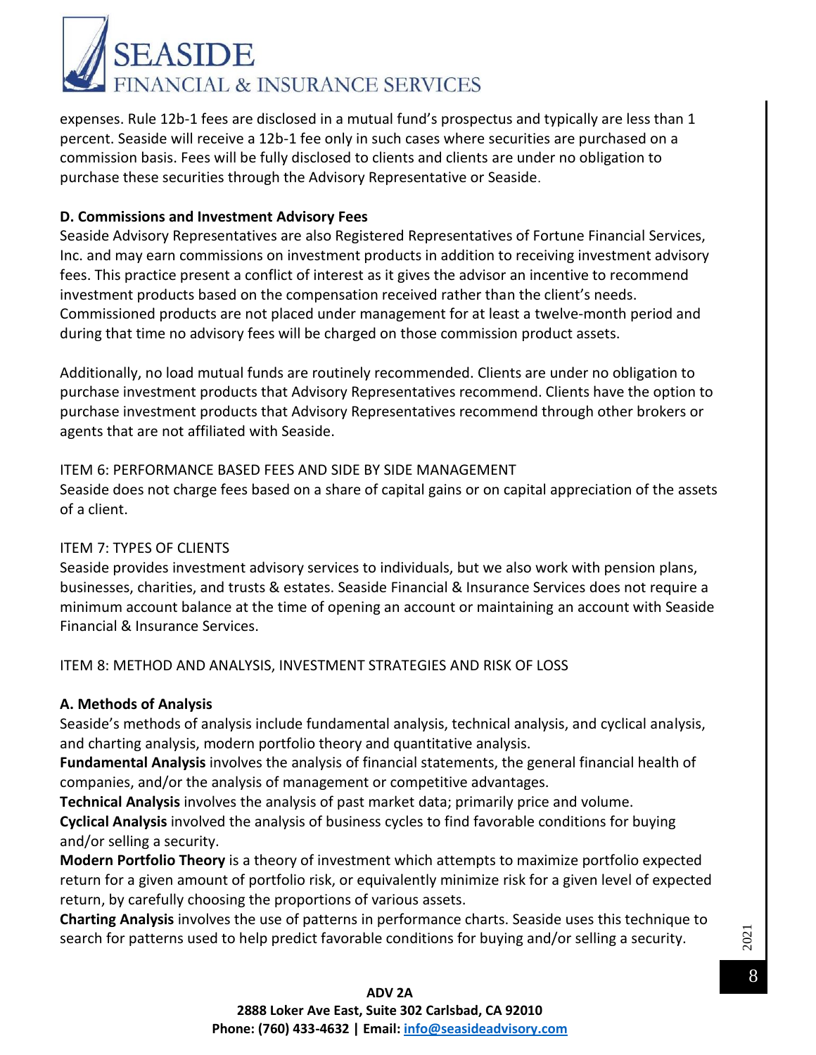expenses. Rule 12b-1 fees are disclosed in a mutual fund's prospectus and typically are less than 1 percent. Seaside will receive a 12b-1 fee only in such cases where securities are purchased on a commission basis. Fees will be fully disclosed to clients and clients are under no obligation to purchase these securities through the Advisory Representative or Seaside.

**D. Commissions and Investment Advisory Fees**

Seaside Advisory Representatives are also Registered Representatives of Fortune Financial Services, Inc. and may earn commissions on investment products in addition to receiving investment advisory fees. This practice present a conflict of interest as it gives the advisor an incentive to recommend investment products based on the compensation received rather than the client's needs. Commissioned products are not placed under management for at least a twelve-month period and during that time no advisory fees will be charged on those commission product assets.

Additionally, no load mutual funds are routinely recommended. Clients are under no obligation to purchase investment products that Advisory Representatives recommend. Clients have the option to purchase investment products that Advisory Representatives recommend through other brokers or agents that are not affiliated with Seaside.

## ITEM 6: PERFORMANCE BASED FEES AND SIDE BY SIDE MANAGEMENT

Seaside does not charge fees based on a share of capital gains or on capital appreciation of the assets of a client.

## ITEM 7: TYPES OF CLIENTS

Seaside provides investment advisory services to individuals, but we also work with pension plans, businesses, charities, and trusts & estates. Seaside Financial & Insurance Services does not require a minimum account balance at the time of opening an account or maintaining an account with Seaside Financial & Insurance Services.

## ITEM 8: METHOD AND ANALYSIS, INVESTMENT STRATEGIES AND RISK OF LOSS

**A. Methods of Analysis**

Seaside's methods of analysis include fundamental analysis, technical analysis, and cyclical analysis, and charting analysis, modern portfolio theory and quantitative analysis.

**Fundamental Analysis** involves the analysis of financial statements, the general financial health of companies, and/or the analysis of management or competitive advantages.

**Technical Analysis** involves the analysis of past market data; primarily price and volume.

**Cyclical Analysis** involved the analysis of business cycles to find favorable conditions for buying and/or selling a security.

**Modern Portfolio Theory** is a theory of investment which attempts to maximize portfolio expected return for a given amount of portfolio risk, or equivalently minimize risk for a given level of expected return, by carefully choosing the proportions of various assets.

**Charting Analysis** involves the use of patterns in performance charts. Seaside uses this technique to search for patterns used to help predict favorable conditions for buying and/or selling a security.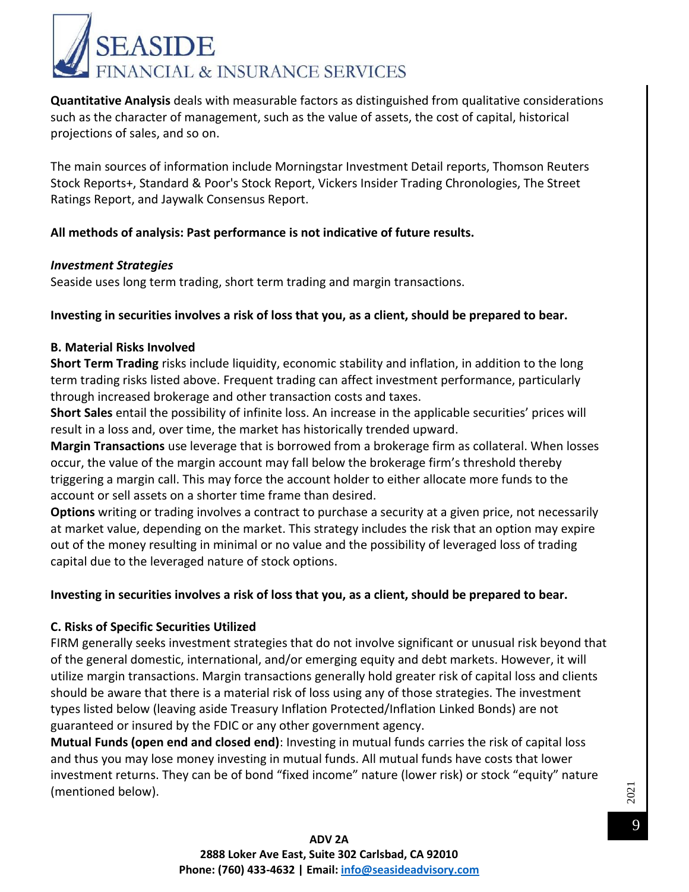**Quantitative Analysis** deals with measurable factors as distinguished from qualitative considerations such as the character of management, such as the value of assets, the cost of capital, historical projections of sales, and so on.

The main sources of information include Morningstar Investment Detail reports, Thomson Reuters Stock Reports+, Standard & Poor's Stock Report, Vickers Insider Trading Chronologies, The Street Ratings Report, and Jaywalk Consensus Report.

**All methods of analysis: Past performance is not indicative of future results.**

***Investment Strategies***

Seaside uses long term trading, short term trading and margin transactions.

**Investing in securities involves a risk of loss that you, as a client, should be prepared to bear.**

**B. Material Risks Involved**

**Short Term Trading** risks include liquidity, economic stability and inflation, in addition to the long term trading risks listed above. Frequent trading can affect investment performance, particularly through increased brokerage and other transaction costs and taxes.

**Short Sales** entail the possibility of infinite loss. An increase in the applicable securities' prices will result in a loss and, over time, the market has historically trended upward.

**Margin Transactions** use leverage that is borrowed from a brokerage firm as collateral. When losses occur, the value of the margin account may fall below the brokerage firm's threshold thereby triggering a margin call. This may force the account holder to either allocate more funds to the account or sell assets on a shorter time frame than desired.

**Options** writing or trading involves a contract to purchase a security at a given price, not necessarily at market value, depending on the market. This strategy includes the risk that an option may expire out of the money resulting in minimal or no value and the possibility of leveraged loss of trading capital due to the leveraged nature of stock options.

**Investing in securities involves a risk of loss that you, as a client, should be prepared to bear.**

**C. Risks of Specific Securities Utilized**

FIRM generally seeks investment strategies that do not involve significant or unusual risk beyond that of the general domestic, international, and/or emerging equity and debt markets. However, it will utilize margin transactions. Margin transactions generally hold greater risk of capital loss and clients should be aware that there is a material risk of loss using any of those strategies. The investment types listed below (leaving aside Treasury Inflation Protected/Inflation Linked Bonds) are not guaranteed or insured by the FDIC or any other government agency.

**Mutual Funds (open end and closed end)**: Investing in mutual funds carries the risk of capital loss and thus you may lose money investing in mutual funds. All mutual funds have costs that lower investment returns. They can be of bond "fixed income" nature (lower risk) or stock "equity" nature (mentioned below).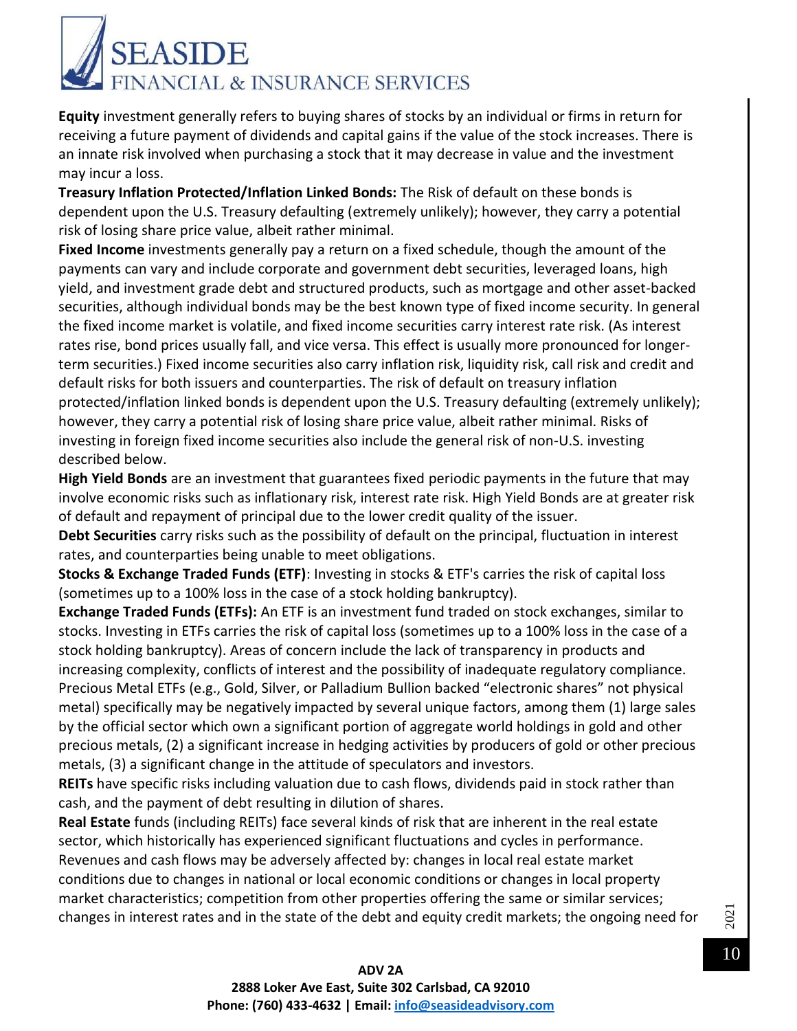**Equity** investment generally refers to buying shares of stocks by an individual or firms in return for receiving a future payment of dividends and capital gains if the value of the stock increases. There is an innate risk involved when purchasing a stock that it may decrease in value and the investment may incur a loss.

**Treasury Inflation Protected/Inflation Linked Bonds:** The Risk of default on these bonds is dependent upon the U.S. Treasury defaulting (extremely unlikely); however, they carry a potential risk of losing share price value, albeit rather minimal.

**Fixed Income** investments generally pay a return on a fixed schedule, though the amount of the payments can vary and include corporate and government debt securities, leveraged loans, high yield, and investment grade debt and structured products, such as mortgage and other asset-backed securities, although individual bonds may be the best known type of fixed income security. In general the fixed income market is volatile, and fixed income securities carry interest rate risk. (As interest rates rise, bond prices usually fall, and vice versa. This effect is usually more pronounced for longer-term securities.) Fixed income securities also carry inflation risk, liquidity risk, call risk and credit and default risks for both issuers and counterparties. The risk of default on treasury inflation protected/inflation linked bonds is dependent upon the U.S. Treasury defaulting (extremely unlikely); however, they carry a potential risk of losing share price value, albeit rather minimal. Risks of investing in foreign fixed income securities also include the general risk of non-U.S. investing described below.

**High Yield Bonds** are an investment that guarantees fixed periodic payments in the future that may involve economic risks such as inflationary risk, interest rate risk. High Yield Bonds are at greater risk of default and repayment of principal due to the lower credit quality of the issuer.

**Debt Securities** carry risks such as the possibility of default on the principal, fluctuation in interest rates, and counterparties being unable to meet obligations.

**Stocks & Exchange Traded Funds (ETF)**: Investing in stocks & ETF's carries the risk of capital loss (sometimes up to a 100% loss in the case of a stock holding bankruptcy).

**Exchange Traded Funds (ETFs):** An ETF is an investment fund traded on stock exchanges, similar to stocks. Investing in ETFs carries the risk of capital loss (sometimes up to a 100% loss in the case of a stock holding bankruptcy). Areas of concern include the lack of transparency in products and increasing complexity, conflicts of interest and the possibility of inadequate regulatory compliance. Precious Metal ETFs (e.g., Gold, Silver, or Palladium Bullion backed "electronic shares" not physical metal) specifically may be negatively impacted by several unique factors, among them (1) large sales by the official sector which own a significant portion of aggregate world holdings in gold and other precious metals, (2) a significant increase in hedging activities by producers of gold or other precious metals, (3) a significant change in the attitude of speculators and investors.

**REITs** have specific risks including valuation due to cash flows, dividends paid in stock rather than cash, and the payment of debt resulting in dilution of shares.

**Real Estate** funds (including REITs) face several kinds of risk that are inherent in the real estate sector, which historically has experienced significant fluctuations and cycles in performance. Revenues and cash flows may be adversely affected by: changes in local real estate market conditions due to changes in national or local economic conditions or changes in local property market characteristics; competition from other properties offering the same or similar services; changes in interest rates and in the state of the debt and equity credit markets; the ongoing need for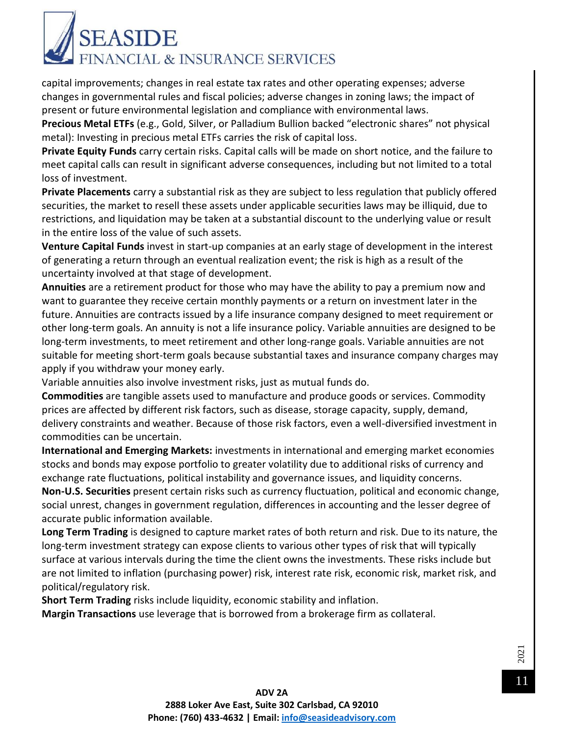capital improvements; changes in real estate tax rates and other operating expenses; adverse changes in governmental rules and fiscal policies; adverse changes in zoning laws; the impact of present or future environmental legislation and compliance with environmental laws.

**Precious Metal ETFs** (e.g., Gold, Silver, or Palladium Bullion backed "electronic shares" not physical metal): Investing in precious metal ETFs carries the risk of capital loss.

**Private Equity Funds** carry certain risks. Capital calls will be made on short notice, and the failure to meet capital calls can result in significant adverse consequences, including but not limited to a total loss of investment.

**Private Placements** carry a substantial risk as they are subject to less regulation that publicly offered securities, the market to resell these assets under applicable securities laws may be illiquid, due to restrictions, and liquidation may be taken at a substantial discount to the underlying value or result in the entire loss of the value of such assets.

**Venture Capital Funds** invest in start-up companies at an early stage of development in the interest of generating a return through an eventual realization event; the risk is high as a result of the uncertainty involved at that stage of development.

**Annuities** are a retirement product for those who may have the ability to pay a premium now and want to guarantee they receive certain monthly payments or a return on investment later in the future. Annuities are contracts issued by a life insurance company designed to meet requirement or other long-term goals. An annuity is not a life insurance policy. Variable annuities are designed to be long-term investments, to meet retirement and other long-range goals. Variable annuities are not suitable for meeting short-term goals because substantial taxes and insurance company charges may apply if you withdraw your money early.

Variable annuities also involve investment risks, just as mutual funds do.

**Commodities** are tangible assets used to manufacture and produce goods or services. Commodity prices are affected by different risk factors, such as disease, storage capacity, supply, demand, delivery constraints and weather. Because of those risk factors, even a well-diversified investment in commodities can be uncertain.

**International and Emerging Markets:** investments in international and emerging market economies stocks and bonds may expose portfolio to greater volatility due to additional risks of currency and exchange rate fluctuations, political instability and governance issues, and liquidity concerns.

**Non-U.S. Securities** present certain risks such as currency fluctuation, political and economic change, social unrest, changes in government regulation, differences in accounting and the lesser degree of accurate public information available.

**Long Term Trading** is designed to capture market rates of both return and risk. Due to its nature, the long-term investment strategy can expose clients to various other types of risk that will typically surface at various intervals during the time the client owns the investments. These risks include but are not limited to inflation (purchasing power) risk, interest rate risk, economic risk, market risk, and political/regulatory risk.

**Short Term Trading** risks include liquidity, economic stability and inflation.

**Margin Transactions** use leverage that is borrowed from a brokerage firm as collateral.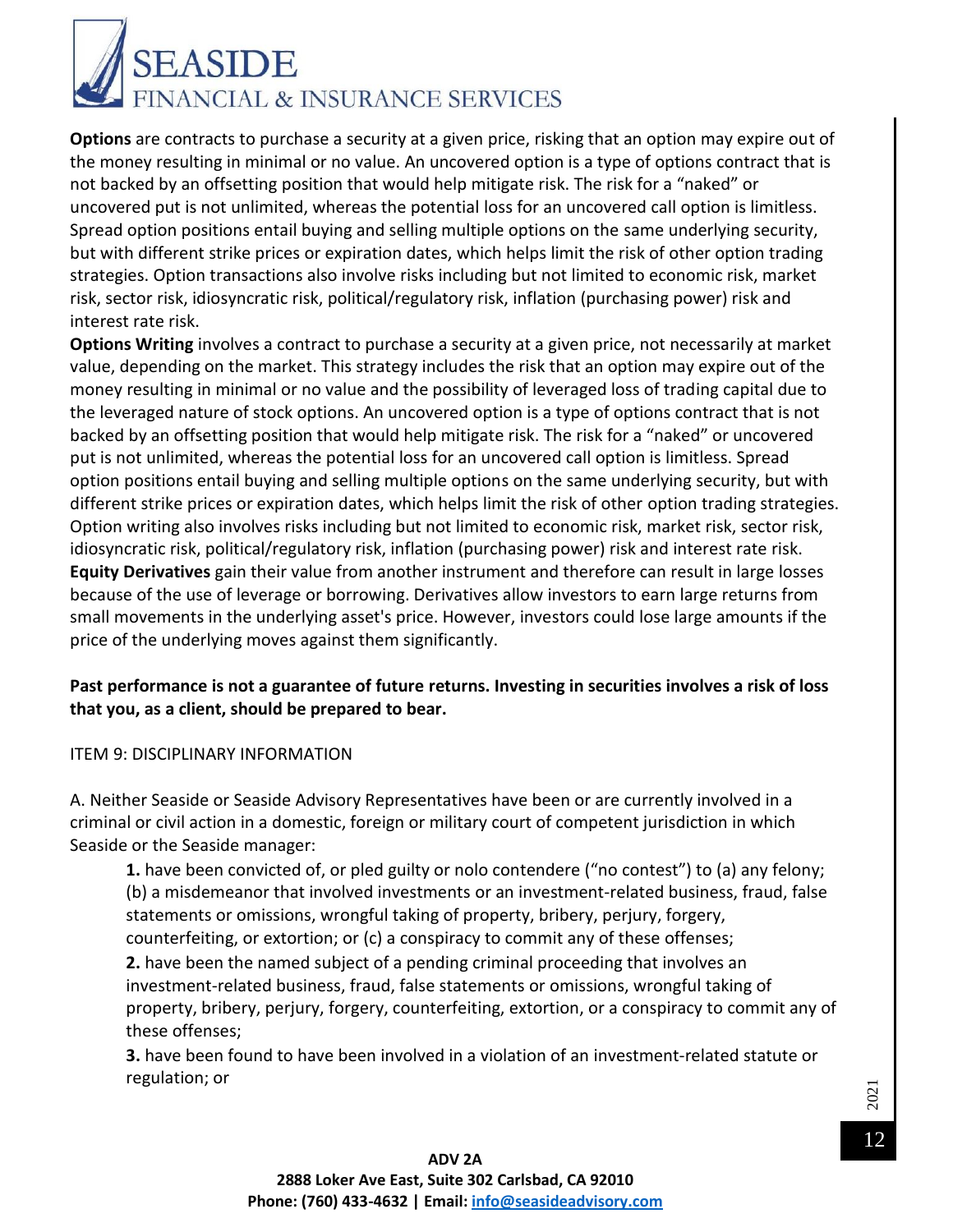**Options** are contracts to purchase a security at a given price, risking that an option may expire out of the money resulting in minimal or no value. An uncovered option is a type of options contract that is not backed by an offsetting position that would help mitigate risk. The risk for a "naked" or uncovered put is not unlimited, whereas the potential loss for an uncovered call option is limitless. Spread option positions entail buying and selling multiple options on the same underlying security, but with different strike prices or expiration dates, which helps limit the risk of other option trading strategies. Option transactions also involve risks including but not limited to economic risk, market risk, sector risk, idiosyncratic risk, political/regulatory risk, inflation (purchasing power) risk and interest rate risk.

**Options Writing** involves a contract to purchase a security at a given price, not necessarily at market value, depending on the market. This strategy includes the risk that an option may expire out of the money resulting in minimal or no value and the possibility of leveraged loss of trading capital due to the leveraged nature of stock options. An uncovered option is a type of options contract that is not backed by an offsetting position that would help mitigate risk. The risk for a "naked" or uncovered put is not unlimited, whereas the potential loss for an uncovered call option is limitless. Spread option positions entail buying and selling multiple options on the same underlying security, but with different strike prices or expiration dates, which helps limit the risk of other option trading strategies. Option writing also involves risks including but not limited to economic risk, market risk, sector risk, idiosyncratic risk, political/regulatory risk, inflation (purchasing power) risk and interest rate risk.

**Equity Derivatives** gain their value from another instrument and therefore can result in large losses because of the use of leverage or borrowing. Derivatives allow investors to earn large returns from small movements in the underlying asset's price. However, investors could lose large amounts if the price of the underlying moves against them significantly.

**Past performance is not a guarantee of future returns. Investing in securities involves a risk of loss that you, as a client, should be prepared to bear.**

## ITEM 9: DISCIPLINARY INFORMATION

A. Neither Seaside or Seaside Advisory Representatives have been or are currently involved in a criminal or civil action in a domestic, foreign or military court of competent jurisdiction in which Seaside or the Seaside manager:

> **1.** have been convicted of, or pled guilty or nolo contendere ("no contest") to (a) any felony; (b) a misdemeanor that involved investments or an investment-related business, fraud, false statements or omissions, wrongful taking of property, bribery, perjury, forgery, counterfeiting, or extortion; or (c) a conspiracy to commit any of these offenses;
>
> **2.** have been the named subject of a pending criminal proceeding that involves an investment-related business, fraud, false statements or omissions, wrongful taking of property, bribery, perjury, forgery, counterfeiting, extortion, or a conspiracy to commit any of these offenses;
>
> **3.** have been found to have been involved in a violation of an investment-related statute or regulation; or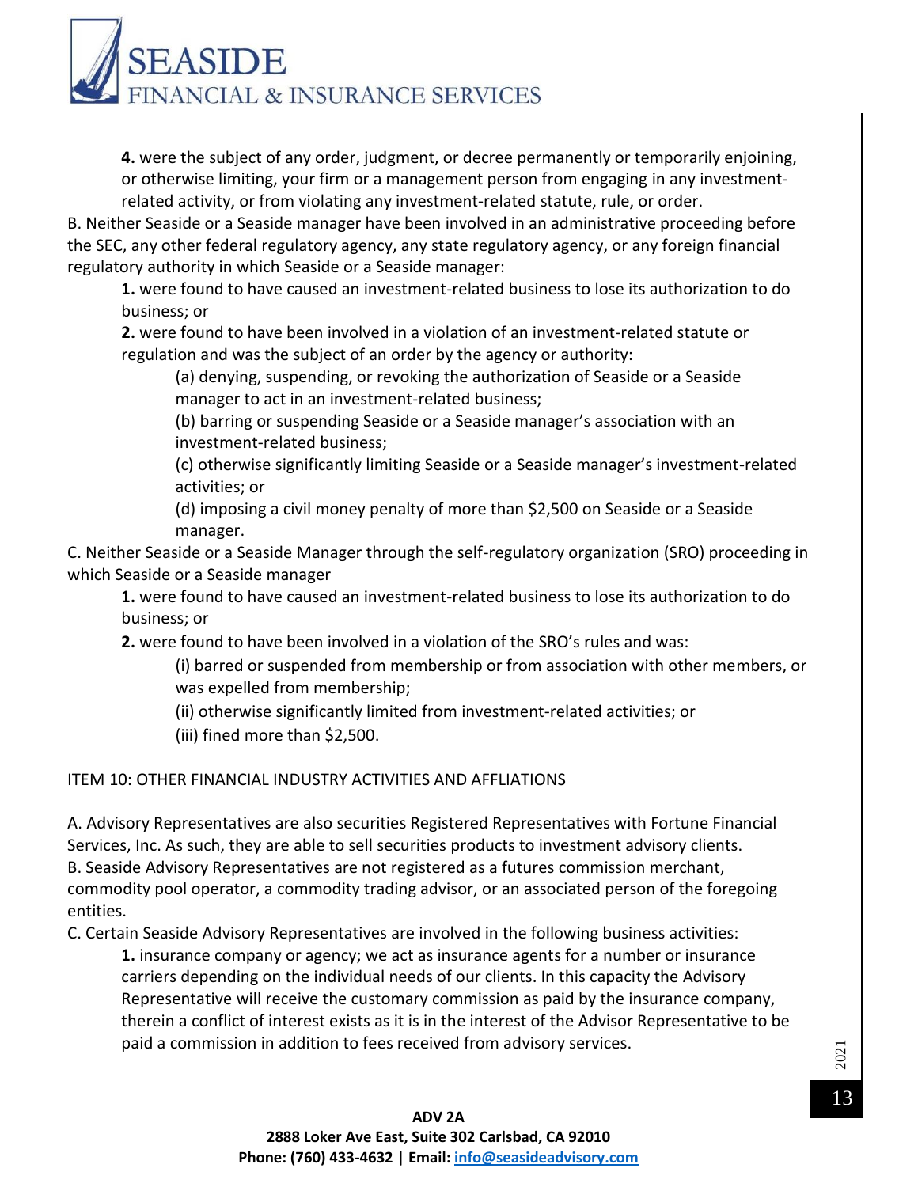**4.** were the subject of any order, judgment, or decree permanently or temporarily enjoining, or otherwise limiting, your firm or a management person from engaging in any investment-related activity, or from violating any investment-related statute, rule, or order.

B. Neither Seaside or a Seaside manager have been involved in an administrative proceeding before the SEC, any other federal regulatory agency, any state regulatory agency, or any foreign financial regulatory authority in which Seaside or a Seaside manager:

**1.** were found to have caused an investment-related business to lose its authorization to do business; or

**2.** were found to have been involved in a violation of an investment-related statute or regulation and was the subject of an order by the agency or authority:

(a) denying, suspending, or revoking the authorization of Seaside or a Seaside manager to act in an investment-related business;

(b) barring or suspending Seaside or a Seaside manager's association with an investment-related business;

(c) otherwise significantly limiting Seaside or a Seaside manager's investment-related activities; or

(d) imposing a civil money penalty of more than $2,500 on Seaside or a Seaside manager.

C. Neither Seaside or a Seaside Manager through the self-regulatory organization (SRO) proceeding in which Seaside or a Seaside manager

**1.** were found to have caused an investment-related business to lose its authorization to do business; or

**2.** were found to have been involved in a violation of the SRO's rules and was:

(i) barred or suspended from membership or from association with other members, or was expelled from membership;

(ii) otherwise significantly limited from investment-related activities; or

(iii) fined more than $2,500.

ITEM 10: OTHER FINANCIAL INDUSTRY ACTIVITIES AND AFFLIATIONS

A. Advisory Representatives are also securities Registered Representatives with Fortune Financial Services, Inc. As such, they are able to sell securities products to investment advisory clients.

B. Seaside Advisory Representatives are not registered as a futures commission merchant, commodity pool operator, a commodity trading advisor, or an associated person of the foregoing entities.

C. Certain Seaside Advisory Representatives are involved in the following business activities:

**1.** insurance company or agency; we act as insurance agents for a number or insurance carriers depending on the individual needs of our clients. In this capacity the Advisory Representative will receive the customary commission as paid by the insurance company, therein a conflict of interest exists as it is in the interest of the Advisor Representative to be paid a commission in addition to fees received from advisory services.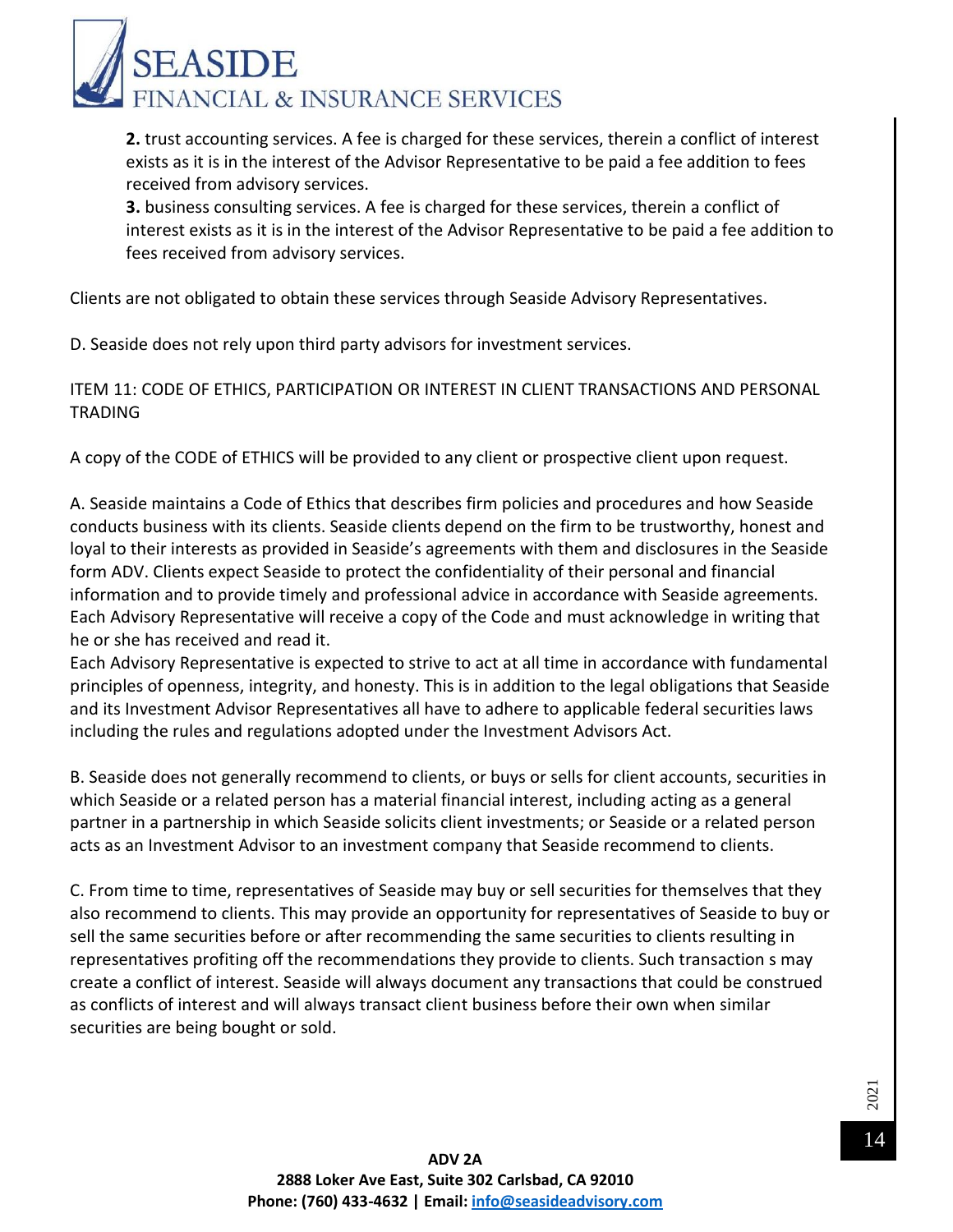**2.** trust accounting services. A fee is charged for these services, therein a conflict of interest exists as it is in the interest of the Advisor Representative to be paid a fee addition to fees received from advisory services.

**3.** business consulting services. A fee is charged for these services, therein a conflict of interest exists as it is in the interest of the Advisor Representative to be paid a fee addition to fees received from advisory services.

Clients are not obligated to obtain these services through Seaside Advisory Representatives.

D. Seaside does not rely upon third party advisors for investment services.

## ITEM 11: CODE OF ETHICS, PARTICIPATION OR INTEREST IN CLIENT TRANSACTIONS AND PERSONAL TRADING

A copy of the CODE of ETHICS will be provided to any client or prospective client upon request.

A. Seaside maintains a Code of Ethics that describes firm policies and procedures and how Seaside conducts business with its clients. Seaside clients depend on the firm to be trustworthy, honest and loyal to their interests as provided in Seaside's agreements with them and disclosures in the Seaside form ADV. Clients expect Seaside to protect the confidentiality of their personal and financial information and to provide timely and professional advice in accordance with Seaside agreements. Each Advisory Representative will receive a copy of the Code and must acknowledge in writing that he or she has received and read it.
Each Advisory Representative is expected to strive to act at all time in accordance with fundamental principles of openness, integrity, and honesty. This is in addition to the legal obligations that Seaside and its Investment Advisor Representatives all have to adhere to applicable federal securities laws including the rules and regulations adopted under the Investment Advisors Act.

B. Seaside does not generally recommend to clients, or buys or sells for client accounts, securities in which Seaside or a related person has a material financial interest, including acting as a general partner in a partnership in which Seaside solicits client investments; or Seaside or a related person acts as an Investment Advisor to an investment company that Seaside recommend to clients.

C. From time to time, representatives of Seaside may buy or sell securities for themselves that they also recommend to clients. This may provide an opportunity for representatives of Seaside to buy or sell the same securities before or after recommending the same securities to clients resulting in representatives profiting off the recommendations they provide to clients. Such transaction s may create a conflict of interest. Seaside will always document any transactions that could be construed as conflicts of interest and will always transact client business before their own when similar securities are being bought or sold.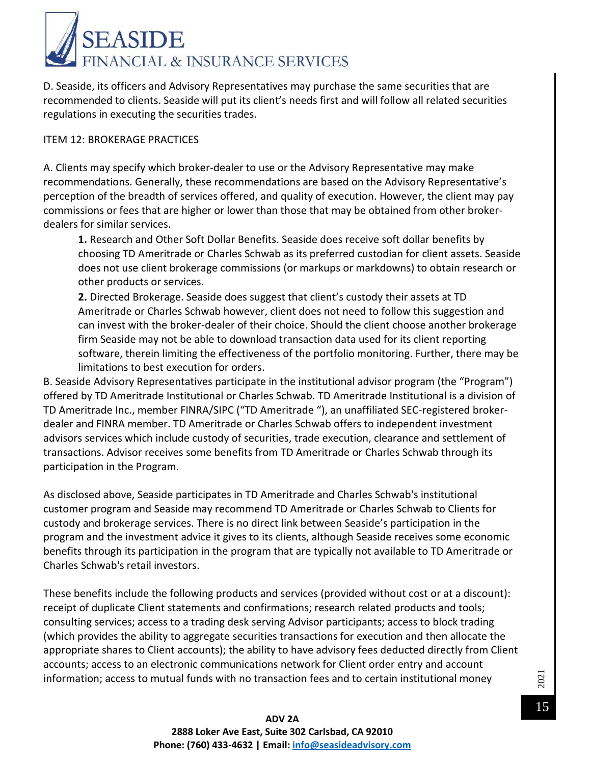D. Seaside, its officers and Advisory Representatives may purchase the same securities that are recommended to clients. Seaside will put its client's needs first and will follow all related securities regulations in executing the securities trades.

ITEM 12: BROKERAGE PRACTICES

A. Clients may specify which broker-dealer to use or the Advisory Representative may make recommendations. Generally, these recommendations are based on the Advisory Representative's perception of the breadth of services offered, and quality of execution. However, the client may pay commissions or fees that are higher or lower than those that may be obtained from other broker-dealers for similar services.

> **1.** Research and Other Soft Dollar Benefits. Seaside does receive soft dollar benefits by choosing TD Ameritrade or Charles Schwab as its preferred custodian for client assets. Seaside does not use client brokerage commissions (or markups or markdowns) to obtain research or other products or services.
>
> **2.** Directed Brokerage. Seaside does suggest that client's custody their assets at TD Ameritrade or Charles Schwab however, client does not need to follow this suggestion and can invest with the broker-dealer of their choice. Should the client choose another brokerage firm Seaside may not be able to download transaction data used for its client reporting software, therein limiting the effectiveness of the portfolio monitoring. Further, there may be limitations to best execution for orders.

B. Seaside Advisory Representatives participate in the institutional advisor program (the "Program") offered by TD Ameritrade Institutional or Charles Schwab. TD Ameritrade Institutional is a division of TD Ameritrade Inc., member FINRA/SIPC ("TD Ameritrade "), an unaffiliated SEC-registered broker-dealer and FINRA member. TD Ameritrade or Charles Schwab offers to independent investment advisors services which include custody of securities, trade execution, clearance and settlement of transactions. Advisor receives some benefits from TD Ameritrade or Charles Schwab through its participation in the Program.

As disclosed above, Seaside participates in TD Ameritrade and Charles Schwab's institutional customer program and Seaside may recommend TD Ameritrade or Charles Schwab to Clients for custody and brokerage services. There is no direct link between Seaside's participation in the program and the investment advice it gives to its clients, although Seaside receives some economic benefits through its participation in the program that are typically not available to TD Ameritrade or Charles Schwab's retail investors.

These benefits include the following products and services (provided without cost or at a discount): receipt of duplicate Client statements and confirmations; research related products and tools; consulting services; access to a trading desk serving Advisor participants; access to block trading (which provides the ability to aggregate securities transactions for execution and then allocate the appropriate shares to Client accounts); the ability to have advisory fees deducted directly from Client accounts; access to an electronic communications network for Client order entry and account information; access to mutual funds with no transaction fees and to certain institutional money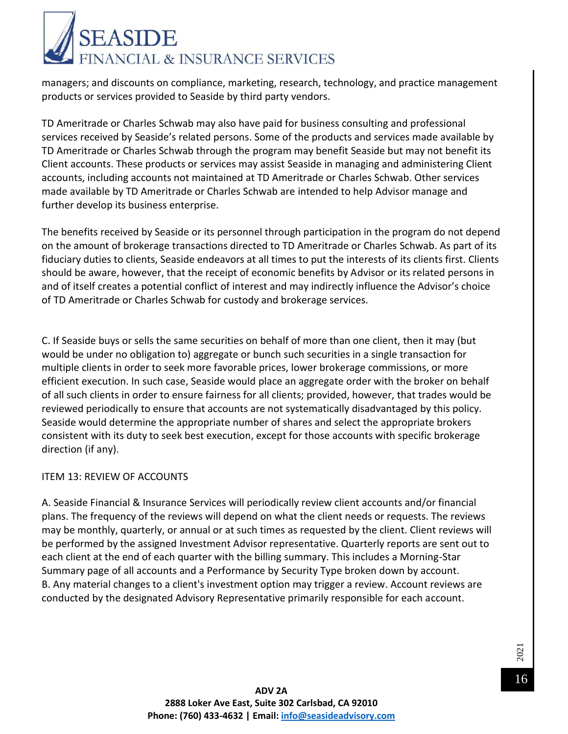managers; and discounts on compliance, marketing, research, technology, and practice management products or services provided to Seaside by third party vendors.

TD Ameritrade or Charles Schwab may also have paid for business consulting and professional services received by Seaside's related persons. Some of the products and services made available by TD Ameritrade or Charles Schwab through the program may benefit Seaside but may not benefit its Client accounts. These products or services may assist Seaside in managing and administering Client accounts, including accounts not maintained at TD Ameritrade or Charles Schwab. Other services made available by TD Ameritrade or Charles Schwab are intended to help Advisor manage and further develop its business enterprise.

The benefits received by Seaside or its personnel through participation in the program do not depend on the amount of brokerage transactions directed to TD Ameritrade or Charles Schwab. As part of its fiduciary duties to clients, Seaside endeavors at all times to put the interests of its clients first. Clients should be aware, however, that the receipt of economic benefits by Advisor or its related persons in and of itself creates a potential conflict of interest and may indirectly influence the Advisor's choice of TD Ameritrade or Charles Schwab for custody and brokerage services.

C. If Seaside buys or sells the same securities on behalf of more than one client, then it may (but would be under no obligation to) aggregate or bunch such securities in a single transaction for multiple clients in order to seek more favorable prices, lower brokerage commissions, or more efficient execution. In such case, Seaside would place an aggregate order with the broker on behalf of all such clients in order to ensure fairness for all clients; provided, however, that trades would be reviewed periodically to ensure that accounts are not systematically disadvantaged by this policy. Seaside would determine the appropriate number of shares and select the appropriate brokers consistent with its duty to seek best execution, except for those accounts with specific brokerage direction (if any).

## ITEM 13: REVIEW OF ACCOUNTS

A. Seaside Financial & Insurance Services will periodically review client accounts and/or financial plans. The frequency of the reviews will depend on what the client needs or requests. The reviews may be monthly, quarterly, or annual or at such times as requested by the client. Client reviews will be performed by the assigned Investment Advisor representative. Quarterly reports are sent out to each client at the end of each quarter with the billing summary. This includes a Morning-Star Summary page of all accounts and a Performance by Security Type broken down by account.
B. Any material changes to a client's investment option may trigger a review. Account reviews are conducted by the designated Advisory Representative primarily responsible for each account.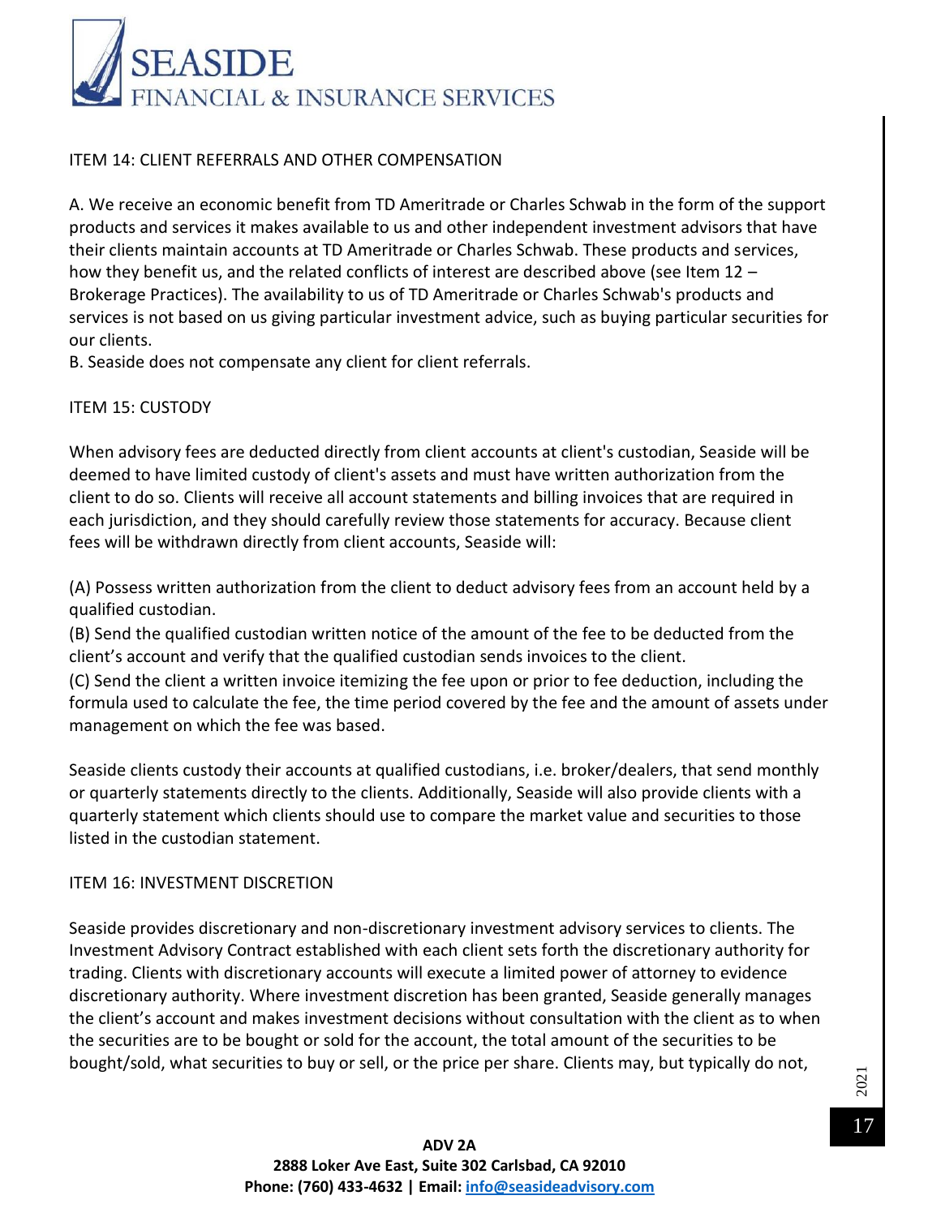## ITEM 14: CLIENT REFERRALS AND OTHER COMPENSATION

A. We receive an economic benefit from TD Ameritrade or Charles Schwab in the form of the support products and services it makes available to us and other independent investment advisors that have their clients maintain accounts at TD Ameritrade or Charles Schwab. These products and services, how they benefit us, and the related conflicts of interest are described above (see Item 12 – Brokerage Practices). The availability to us of TD Ameritrade or Charles Schwab's products and services is not based on us giving particular investment advice, such as buying particular securities for our clients.

B. Seaside does not compensate any client for client referrals.

## ITEM 15: CUSTODY

When advisory fees are deducted directly from client accounts at client's custodian, Seaside will be deemed to have limited custody of client's assets and must have written authorization from the client to do so. Clients will receive all account statements and billing invoices that are required in each jurisdiction, and they should carefully review those statements for accuracy. Because client fees will be withdrawn directly from client accounts, Seaside will:

(A) Possess written authorization from the client to deduct advisory fees from an account held by a qualified custodian.

(B) Send the qualified custodian written notice of the amount of the fee to be deducted from the client's account and verify that the qualified custodian sends invoices to the client.

(C) Send the client a written invoice itemizing the fee upon or prior to fee deduction, including the formula used to calculate the fee, the time period covered by the fee and the amount of assets under management on which the fee was based.

Seaside clients custody their accounts at qualified custodians, i.e. broker/dealers, that send monthly or quarterly statements directly to the clients. Additionally, Seaside will also provide clients with a quarterly statement which clients should use to compare the market value and securities to those listed in the custodian statement.

## ITEM 16: INVESTMENT DISCRETION

Seaside provides discretionary and non-discretionary investment advisory services to clients. The Investment Advisory Contract established with each client sets forth the discretionary authority for trading. Clients with discretionary accounts will execute a limited power of attorney to evidence discretionary authority. Where investment discretion has been granted, Seaside generally manages the client's account and makes investment decisions without consultation with the client as to when the securities are to be bought or sold for the account, the total amount of the securities to be bought/sold, what securities to buy or sell, or the price per share. Clients may, but typically do not,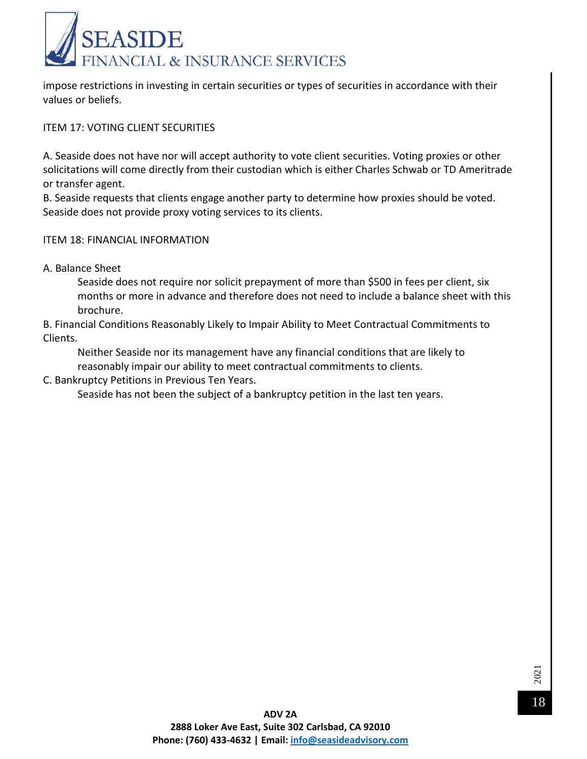impose restrictions in investing in certain securities or types of securities in accordance with their values or beliefs.

## ITEM 17: VOTING CLIENT SECURITIES

A. Seaside does not have nor will accept authority to vote client securities. Voting proxies or other solicitations will come directly from their custodian which is either Charles Schwab or TD Ameritrade or transfer agent.

B. Seaside requests that clients engage another party to determine how proxies should be voted. Seaside does not provide proxy voting services to its clients.

## ITEM 18: FINANCIAL INFORMATION

A. Balance Sheet

Seaside does not require nor solicit prepayment of more than $500 in fees per client, six months or more in advance and therefore does not need to include a balance sheet with this brochure.

B. Financial Conditions Reasonably Likely to Impair Ability to Meet Contractual Commitments to Clients.

Neither Seaside nor its management have any financial conditions that are likely to reasonably impair our ability to meet contractual commitments to clients.

C. Bankruptcy Petitions in Previous Ten Years.

Seaside has not been the subject of a bankruptcy petition in the last ten years.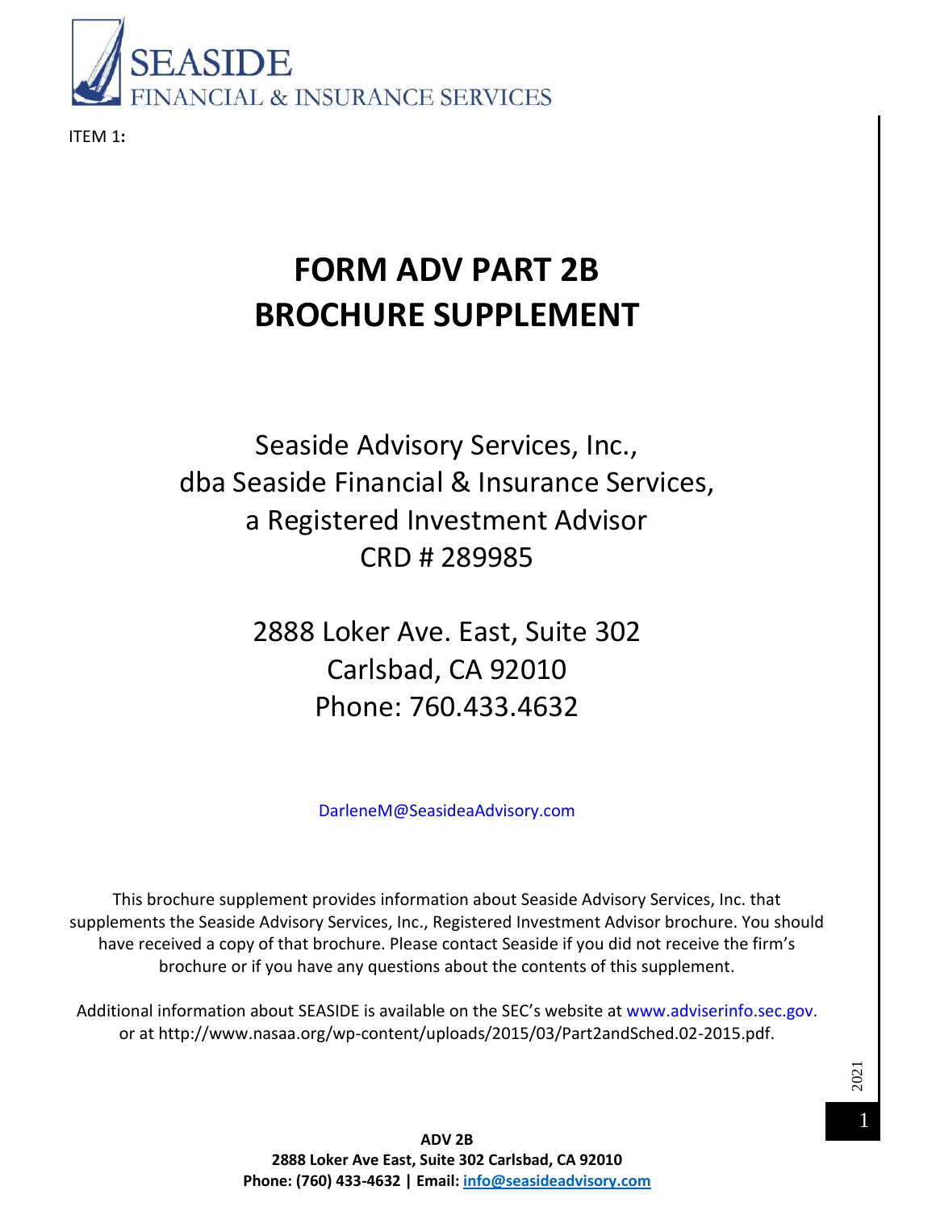SEASIDE
FINANCIAL & INSURANCE SERVICES

ITEM 1:

# FORM ADV PART 2B
# BROCHURE SUPPLEMENT

Seaside Advisory Services, Inc.,
dba Seaside Financial & Insurance Services,
a Registered Investment Advisor
CRD # 289985

2888 Loker Ave. East, Suite 302
Carlsbad, CA 92010
Phone: 760.433.4632

DarleneM@SeasideaAdvisory.com

This brochure supplement provides information about Seaside Advisory Services, Inc. that supplements the Seaside Advisory Services, Inc., Registered Investment Advisor brochure. You should have received a copy of that brochure. Please contact Seaside if you did not receive the firm's brochure or if you have any questions about the contents of this supplement.

Additional information about SEASIDE is available on the SEC's website at www.adviserinfo.sec.gov. or at http://www.nasaa.org/wp-content/uploads/2015/03/Part2andSched.02-2015.pdf.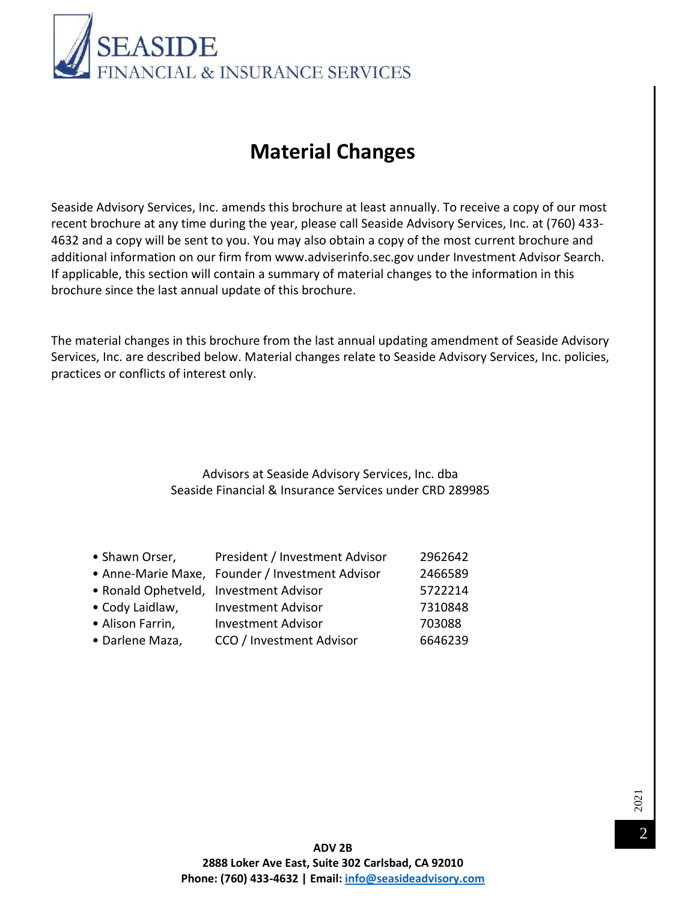SEASIDE
FINANCIAL & INSURANCE SERVICES

# Material Changes

Seaside Advisory Services, Inc. amends this brochure at least annually. To receive a copy of our most recent brochure at any time during the year, please call Seaside Advisory Services, Inc. at (760) 433-4632 and a copy will be sent to you. You may also obtain a copy of the most current brochure and additional information on our firm from www.adviserinfo.sec.gov under Investment Advisor Search. If applicable, this section will contain a summary of material changes to the information in this brochure since the last annual update of this brochure.

The material changes in this brochure from the last annual updating amendment of Seaside Advisory Services, Inc. are described below. Material changes relate to Seaside Advisory Services, Inc. policies, practices or conflicts of interest only.

Advisors at Seaside Advisory Services, Inc. dba
Seaside Financial & Insurance Services under CRD 289985

| | | |
|---|---|---|
| • Shawn Orser, | President / Investment Advisor | 2962642 |
| • Anne-Marie Maxe, | Founder / Investment Advisor | 2466589 |
| • Ronald Ophetveld, | Investment Advisor | 5722214 |
| • Cody Laidlaw, | Investment Advisor | 7310848 |
| • Alison Farrin, | Investment Advisor | 703088 |
| • Darlene Maza, | CCO / Investment Advisor | 6646239 |

**ADV 2B**
**2888 Loker Ave East, Suite 302 Carlsbad, CA 92010**
**Phone: (760) 433-4632 | Email: info@seasideadvisory.com**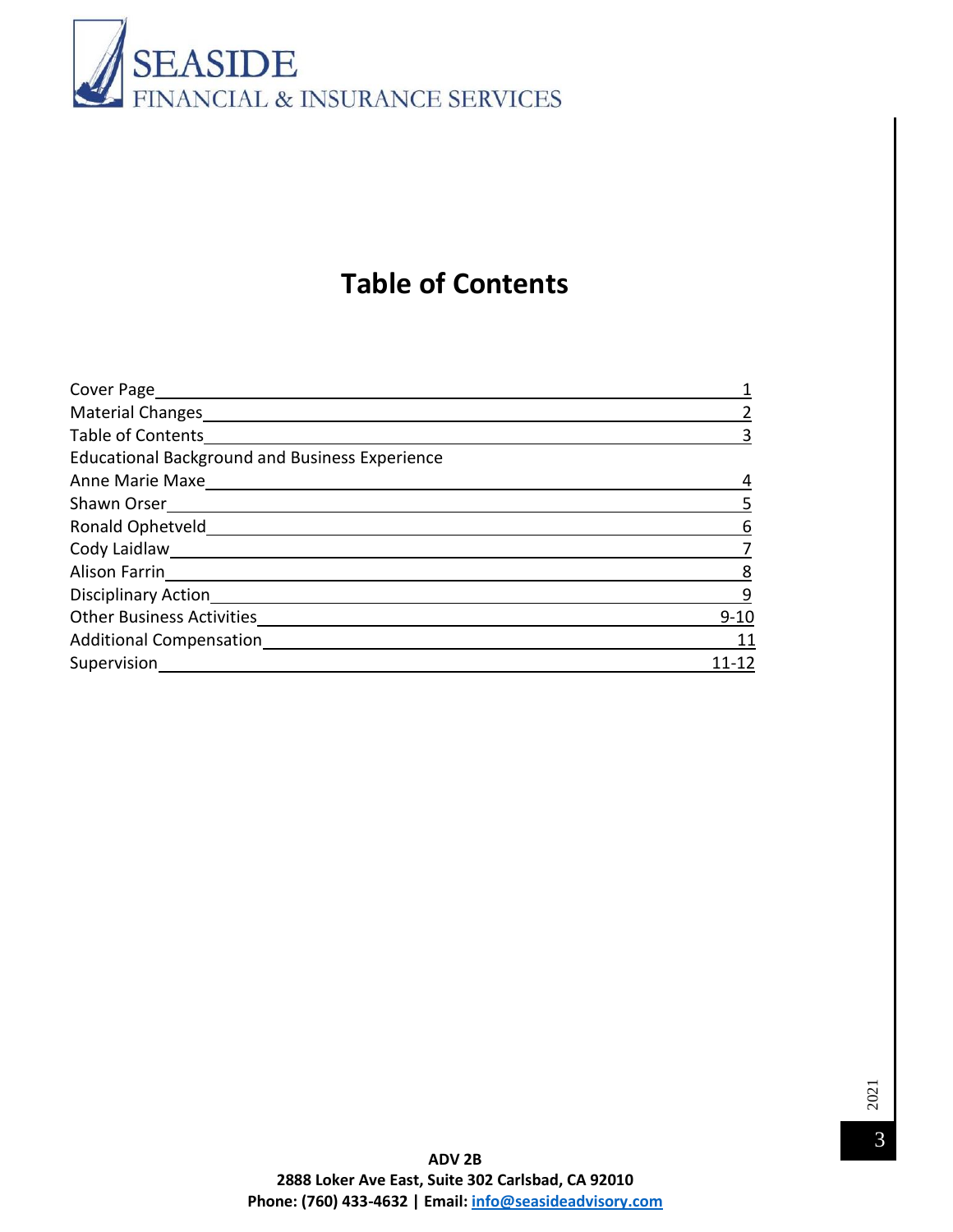# Table of Contents

| | |
|---|---|
| Cover Page | 1 |
| Material Changes | 2 |
| Table of Contents | 3 |
| Educational Background and Business Experience | |
| Anne Marie Maxe | 4 |
| Shawn Orser | 5 |
| Ronald Ophetveld | 6 |
| Cody Laidlaw | 7 |
| Alison Farrin | 8 |
| Disciplinary Action | 9 |
| Other Business Activities | 9-10 |
| Additional Compensation | 11 |
| Supervision | 11-12 |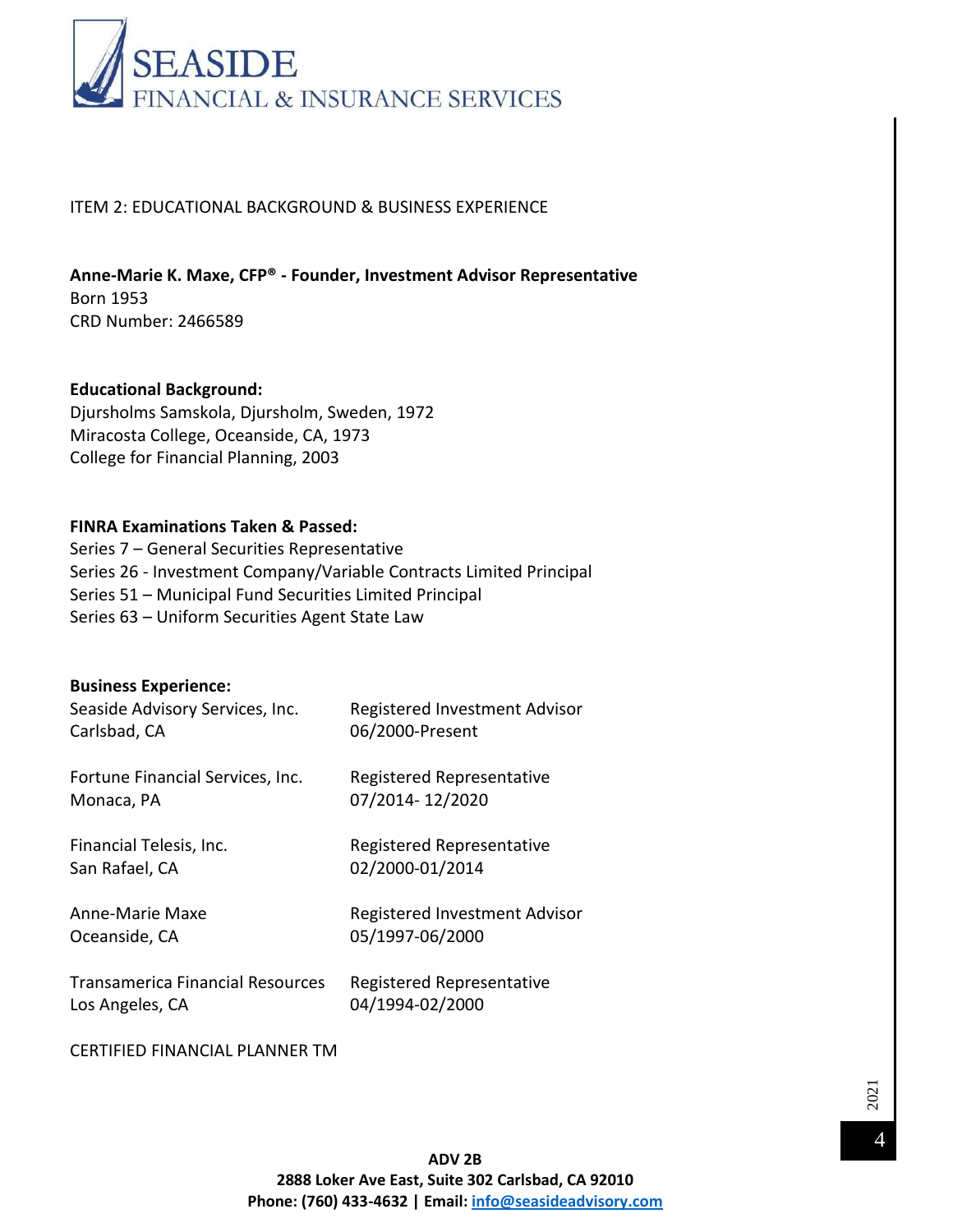## ITEM 2: EDUCATIONAL BACKGROUND & BUSINESS EXPERIENCE

**Anne-Marie K. Maxe, CFP® - Founder, Investment Advisor Representative**
Born 1953
CRD Number: 2466589

**Educational Background:**
Djursholms Samskola, Djursholm, Sweden, 1972
Miracosta College, Oceanside, CA, 1973
College for Financial Planning, 2003

**FINRA Examinations Taken & Passed:**
Series 7 – General Securities Representative
Series 26 - Investment Company/Variable Contracts Limited Principal
Series 51 – Municipal Fund Securities Limited Principal
Series 63 – Uniform Securities Agent State Law

**Business Experience:**

| | |
|---|---|
| Seaside Advisory Services, Inc.<br>Carlsbad, CA | Registered Investment Advisor<br>06/2000-Present |
| Fortune Financial Services, Inc.<br>Monaca, PA | Registered Representative<br>07/2014- 12/2020 |
| Financial Telesis, Inc.<br>San Rafael, CA | Registered Representative<br>02/2000-01/2014 |
| Anne-Marie Maxe<br>Oceanside, CA | Registered Investment Advisor<br>05/1997-06/2000 |
| Transamerica Financial Resources<br>Los Angeles, CA | Registered Representative<br>04/1994-02/2000 |

CERTIFIED FINANCIAL PLANNER TM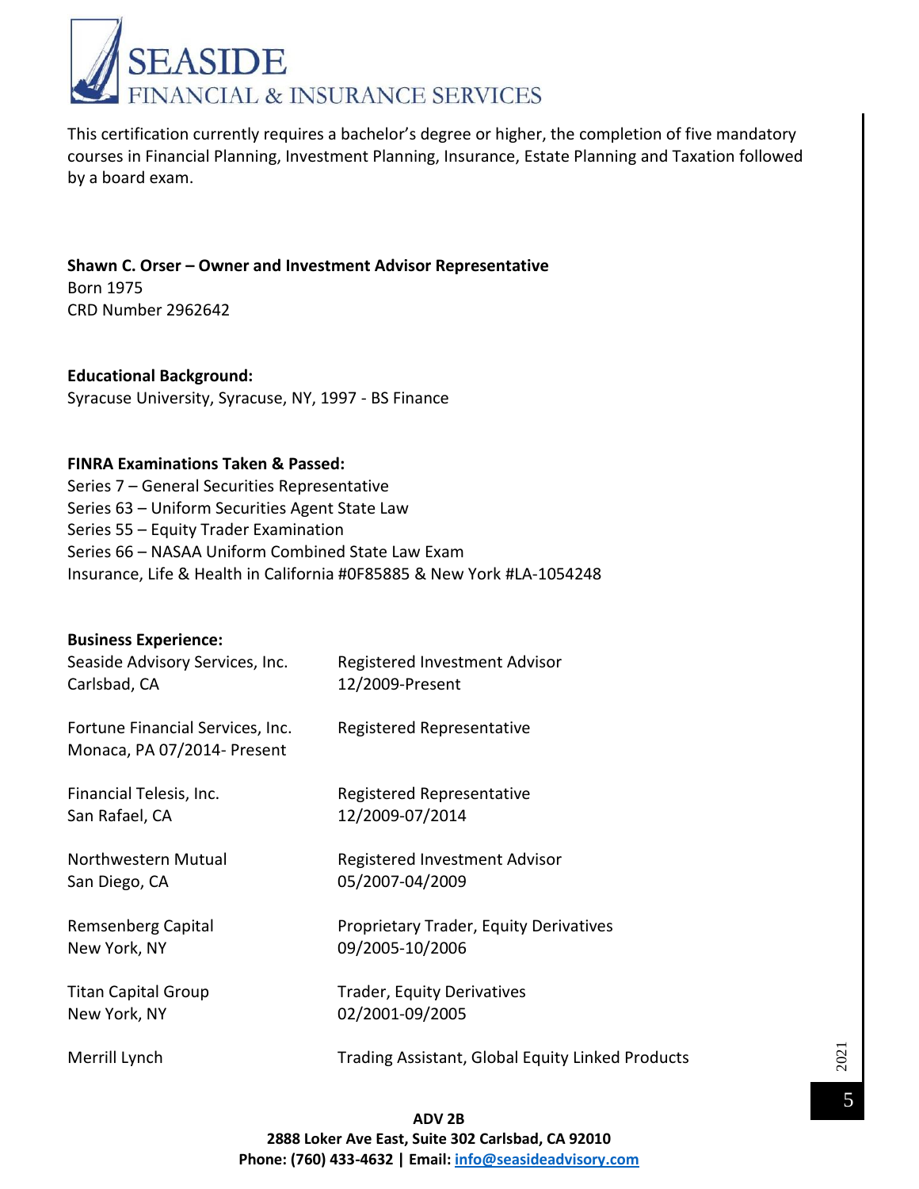This certification currently requires a bachelor's degree or higher, the completion of five mandatory courses in Financial Planning, Investment Planning, Insurance, Estate Planning and Taxation followed by a board exam.

**Shawn C. Orser – Owner and Investment Advisor Representative**
Born 1975
CRD Number 2962642

**Educational Background:**
Syracuse University, Syracuse, NY, 1997 - BS Finance

**FINRA Examinations Taken & Passed:**
Series 7 – General Securities Representative
Series 63 – Uniform Securities Agent State Law
Series 55 – Equity Trader Examination
Series 66 – NASAA Uniform Combined State Law Exam
Insurance, Life & Health in California #0F85885 & New York #LA-1054248

**Business Experience:**

| | |
|---|---|
| Seaside Advisory Services, Inc.<br>Carlsbad, CA | Registered Investment Advisor<br>12/2009-Present |
| Fortune Financial Services, Inc.<br>Monaca, PA 07/2014- Present | Registered Representative |
| Financial Telesis, Inc.<br>San Rafael, CA | Registered Representative<br>12/2009-07/2014 |
| Northwestern Mutual<br>San Diego, CA | Registered Investment Advisor<br>05/2007-04/2009 |
| Remsenberg Capital<br>New York, NY | Proprietary Trader, Equity Derivatives<br>09/2005-10/2006 |
| Titan Capital Group<br>New York, NY | Trader, Equity Derivatives<br>02/2001-09/2005 |
| Merrill Lynch | Trading Assistant, Global Equity Linked Products |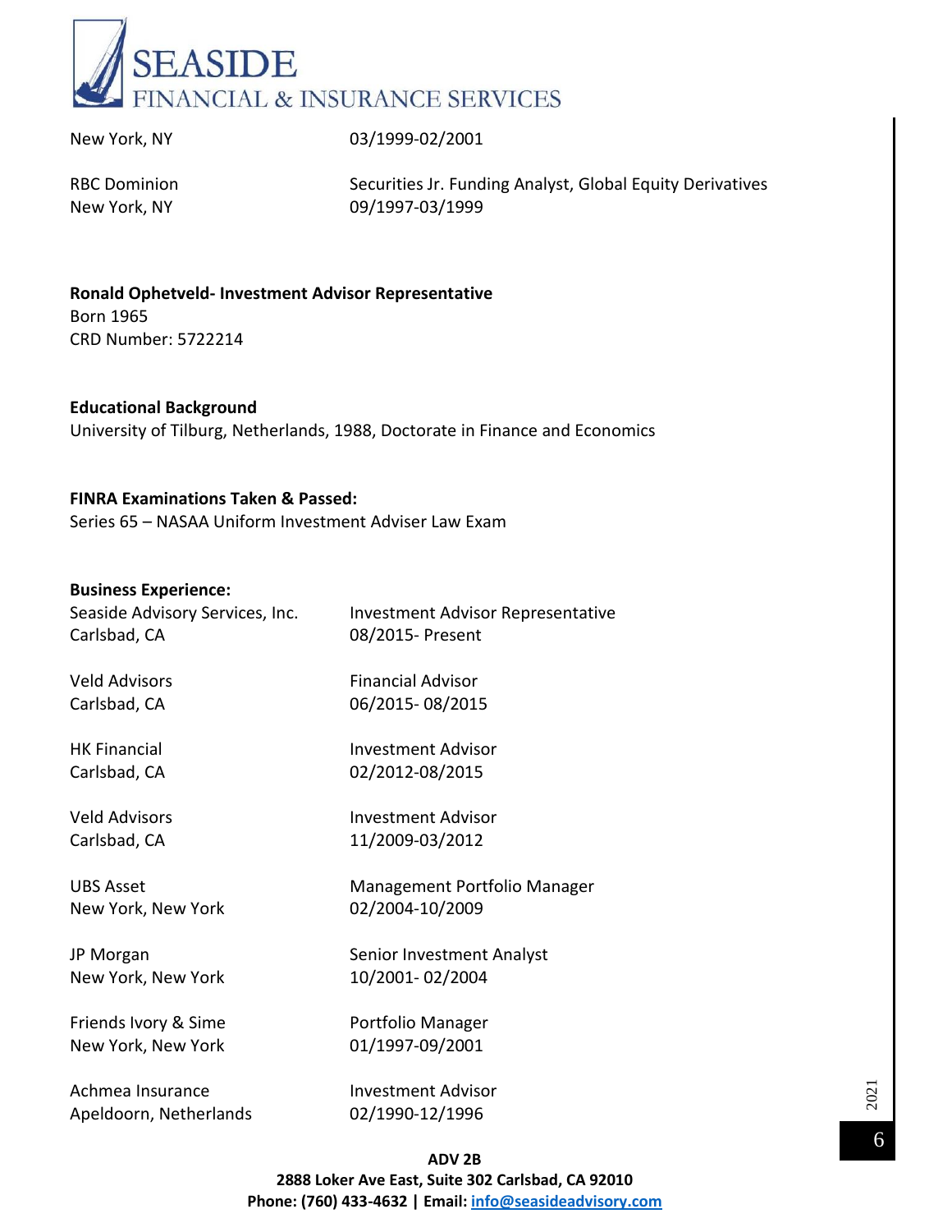New York, NY — 03/1999-02/2001

RBC Dominion — Securities Jr. Funding Analyst, Global Equity Derivatives
New York, NY — 09/1997-03/1999

**Ronald Ophetveld- Investment Advisor Representative**
Born 1965
CRD Number: 5722214

**Educational Background**
University of Tilburg, Netherlands, 1988, Doctorate in Finance and Economics

**FINRA Examinations Taken & Passed:**
Series 65 – NASAA Uniform Investment Adviser Law Exam

**Business Experience:**

| | |
|---|---|
| Seaside Advisory Services, Inc.<br>Carlsbad, CA | Investment Advisor Representative<br>08/2015- Present |
| Veld Advisors<br>Carlsbad, CA | Financial Advisor<br>06/2015- 08/2015 |
| HK Financial<br>Carlsbad, CA | Investment Advisor<br>02/2012-08/2015 |
| Veld Advisors<br>Carlsbad, CA | Investment Advisor<br>11/2009-03/2012 |
| UBS Asset<br>New York, New York | Management Portfolio Manager<br>02/2004-10/2009 |
| JP Morgan<br>New York, New York | Senior Investment Analyst<br>10/2001- 02/2004 |
| Friends Ivory & Sime<br>New York, New York | Portfolio Manager<br>01/1997-09/2001 |
| Achmea Insurance<br>Apeldoorn, Netherlands | Investment Advisor<br>02/1990-12/1996 |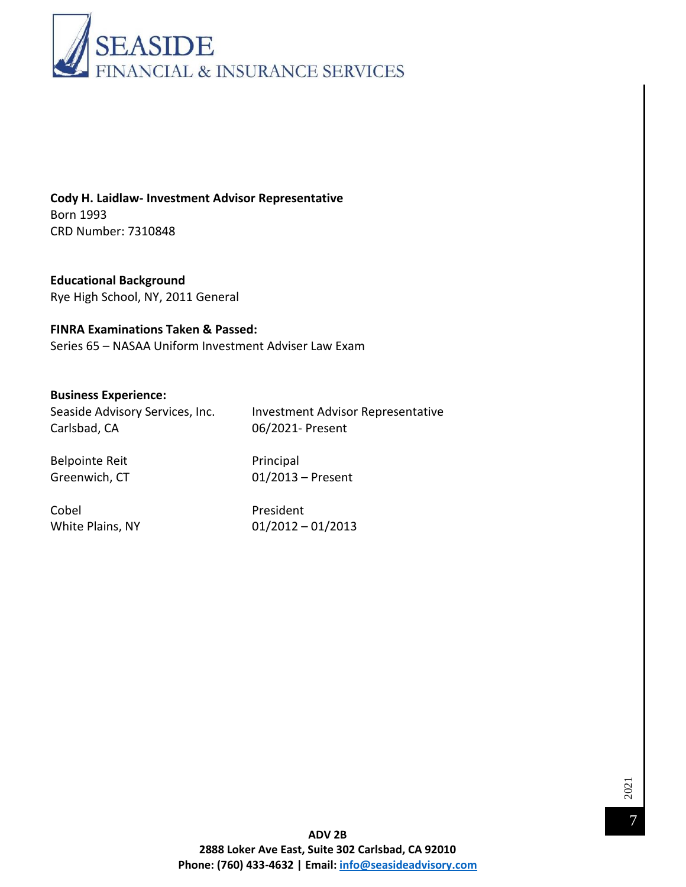**Cody H. Laidlaw- Investment Advisor Representative**
Born 1993
CRD Number: 7310848

**Educational Background**
Rye High School, NY, 2011 General

**FINRA Examinations Taken & Passed:**
Series 65 – NASAA Uniform Investment Adviser Law Exam

**Business Experience:**

| | |
|---|---|
| Seaside Advisory Services, Inc.<br>Carlsbad, CA | Investment Advisor Representative<br>06/2021- Present |
| Belpointe Reit<br>Greenwich, CT | Principal<br>01/2013 – Present |
| Cobel<br>White Plains, NY | President<br>01/2012 – 01/2013 |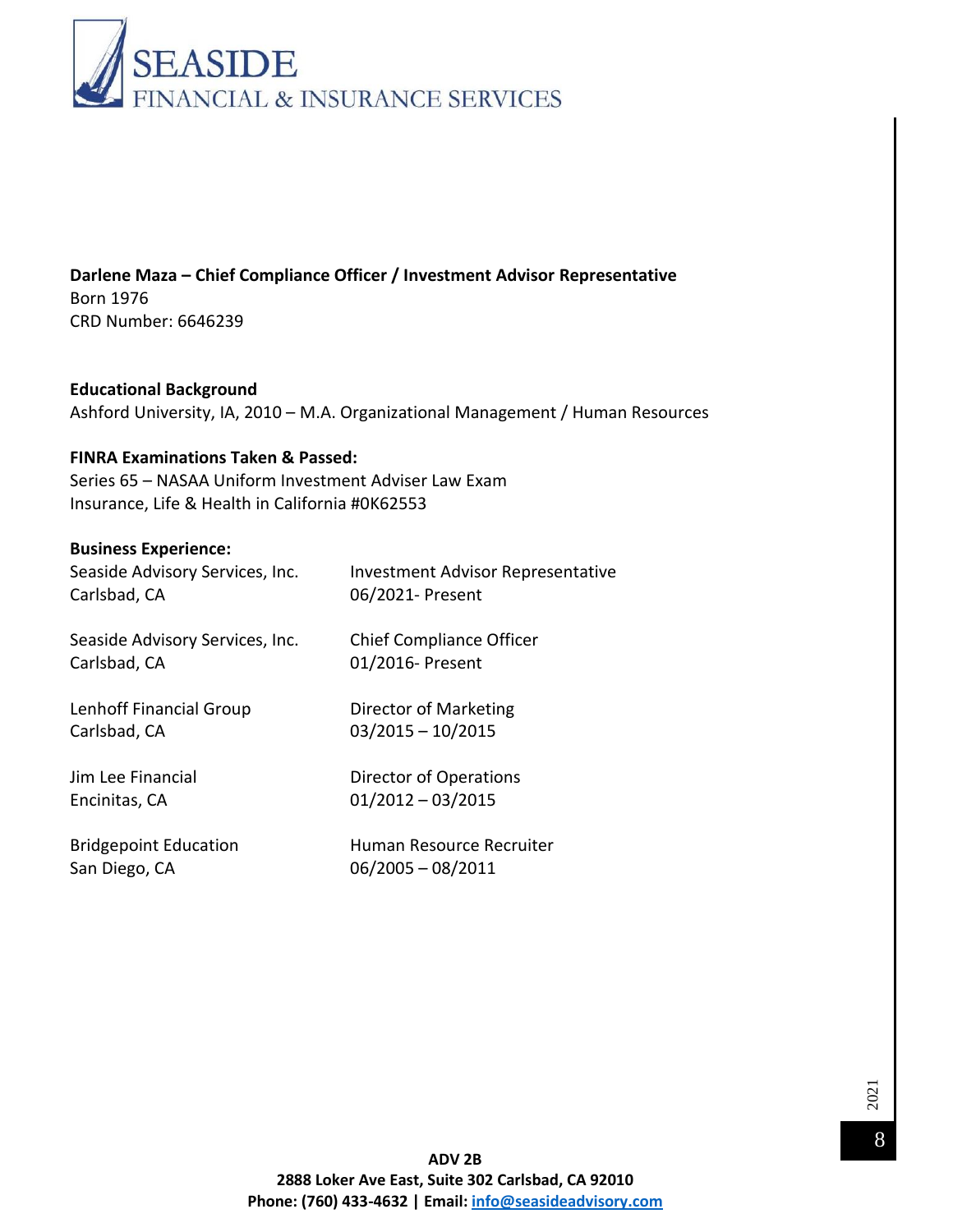**Darlene Maza – Chief Compliance Officer / Investment Advisor Representative**
Born 1976
CRD Number: 6646239

**Educational Background**
Ashford University, IA, 2010 – M.A. Organizational Management / Human Resources

**FINRA Examinations Taken & Passed:**
Series 65 – NASAA Uniform Investment Adviser Law Exam
Insurance, Life & Health in California #0K62553

**Business Experience:**

| | |
|---|---|
| Seaside Advisory Services, Inc.<br>Carlsbad, CA | Investment Advisor Representative<br>06/2021- Present |
| Seaside Advisory Services, Inc.<br>Carlsbad, CA | Chief Compliance Officer<br>01/2016- Present |
| Lenhoff Financial Group<br>Carlsbad, CA | Director of Marketing<br>03/2015 – 10/2015 |
| Jim Lee Financial<br>Encinitas, CA | Director of Operations<br>01/2012 – 03/2015 |
| Bridgepoint Education<br>San Diego, CA | Human Resource Recruiter<br>06/2005 – 08/2011 |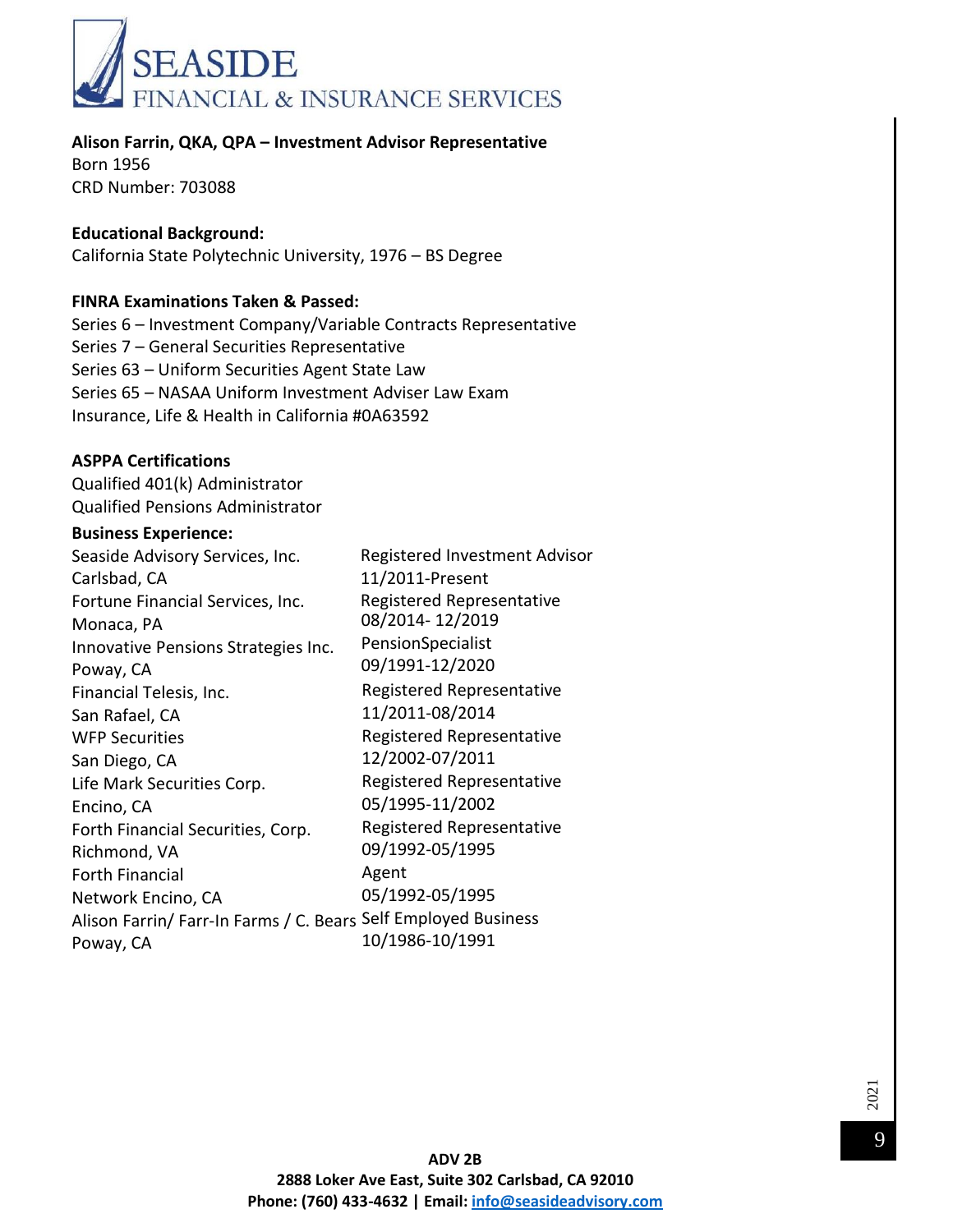**Alison Farrin, QKA, QPA – Investment Advisor Representative**
Born 1956
CRD Number: 703088

**Educational Background:**
California State Polytechnic University, 1976 – BS Degree

**FINRA Examinations Taken & Passed:**
Series 6 – Investment Company/Variable Contracts Representative
Series 7 – General Securities Representative
Series 63 – Uniform Securities Agent State Law
Series 65 – NASAA Uniform Investment Adviser Law Exam
Insurance, Life & Health in California #0A63592

**ASPPA Certifications**
Qualified 401(k) Administrator
Qualified Pensions Administrator

**Business Experience:**

| | |
|---|---|
| Seaside Advisory Services, Inc. Carlsbad, CA | Registered Investment Advisor 11/2011-Present |
| Fortune Financial Services, Inc. Monaca, PA | Registered Representative 08/2014- 12/2019 |
| Innovative Pensions Strategies Inc. Poway, CA | PensionSpecialist 09/1991-12/2020 |
| Financial Telesis, Inc. San Rafael, CA | Registered Representative 11/2011-08/2014 |
| WFP Securities San Diego, CA | Registered Representative 12/2002-07/2011 |
| Life Mark Securities Corp. Encino, CA | Registered Representative 05/1995-11/2002 |
| Forth Financial Securities, Corp. Richmond, VA | Registered Representative 09/1992-05/1995 |
| Forth Financial Network Encino, CA | Agent 05/1992-05/1995 |
| Alison Farrin/ Farr-In Farms / C. Bears Poway, CA | Self Employed Business 10/1986-10/1991 |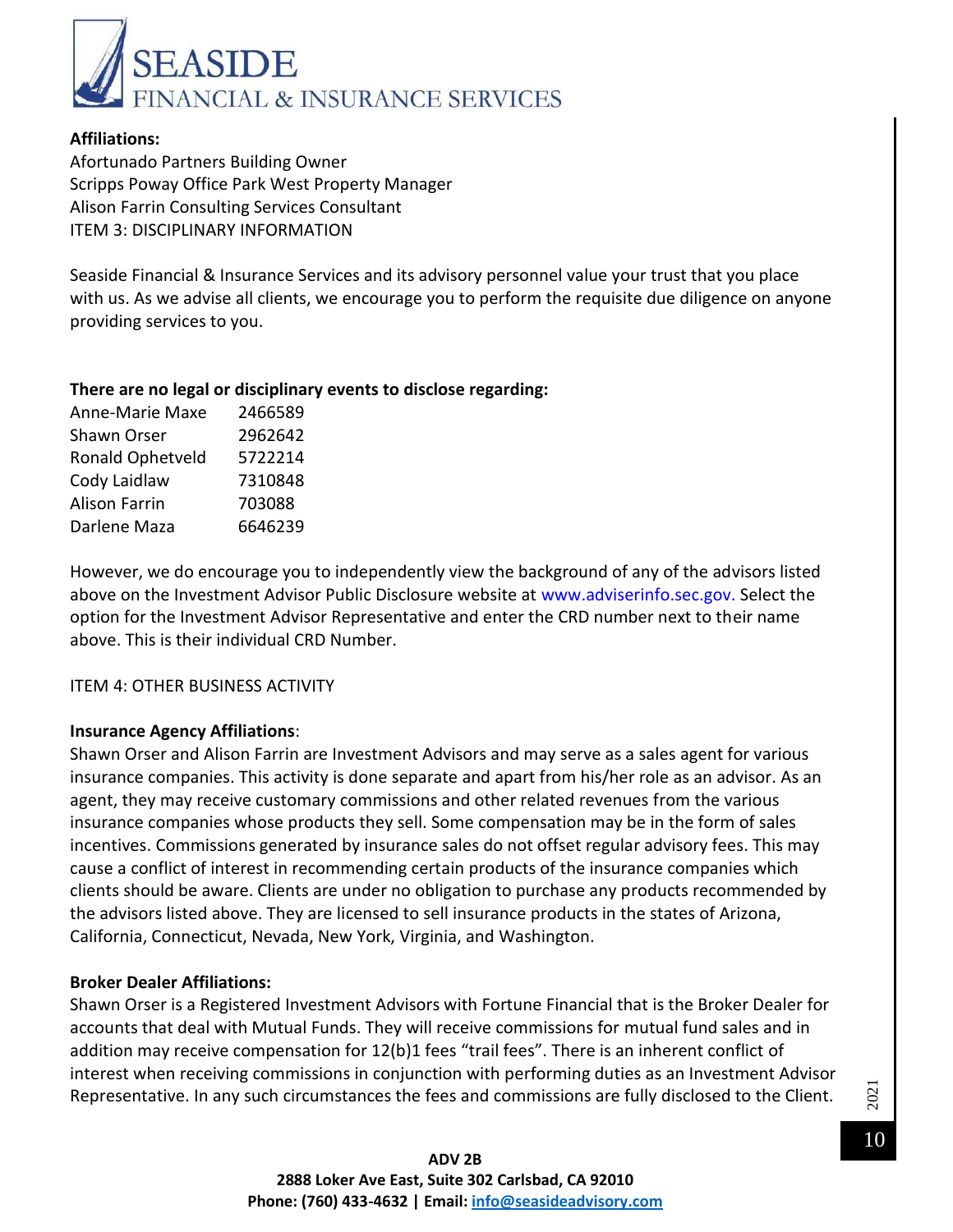**Affiliations:**

Afortunado Partners Building Owner
Scripps Poway Office Park West Property Manager
Alison Farrin Consulting Services Consultant

ITEM 3: DISCIPLINARY INFORMATION

Seaside Financial & Insurance Services and its advisory personnel value your trust that you place with us. As we advise all clients, we encourage you to perform the requisite due diligence on anyone providing services to you.

**There are no legal or disciplinary events to disclose regarding:**

| | |
|---|---|
| Anne-Marie Maxe | 2466589 |
| Shawn Orser | 2962642 |
| Ronald Ophetveld | 5722214 |
| Cody Laidlaw | 7310848 |
| Alison Farrin | 703088 |
| Darlene Maza | 6646239 |

However, we do encourage you to independently view the background of any of the advisors listed above on the Investment Advisor Public Disclosure website at www.adviserinfo.sec.gov. Select the option for the Investment Advisor Representative and enter the CRD number next to their name above. This is their individual CRD Number.

ITEM 4: OTHER BUSINESS ACTIVITY

**Insurance Agency Affiliations**:

Shawn Orser and Alison Farrin are Investment Advisors and may serve as a sales agent for various insurance companies. This activity is done separate and apart from his/her role as an advisor. As an agent, they may receive customary commissions and other related revenues from the various insurance companies whose products they sell. Some compensation may be in the form of sales incentives. Commissions generated by insurance sales do not offset regular advisory fees. This may cause a conflict of interest in recommending certain products of the insurance companies which clients should be aware. Clients are under no obligation to purchase any products recommended by the advisors listed above. They are licensed to sell insurance products in the states of Arizona, California, Connecticut, Nevada, New York, Virginia, and Washington.

**Broker Dealer Affiliations:**

Shawn Orser is a Registered Investment Advisors with Fortune Financial that is the Broker Dealer for accounts that deal with Mutual Funds. They will receive commissions for mutual fund sales and in addition may receive compensation for 12(b)1 fees "trail fees". There is an inherent conflict of interest when receiving commissions in conjunction with performing duties as an Investment Advisor Representative. In any such circumstances the fees and commissions are fully disclosed to the Client.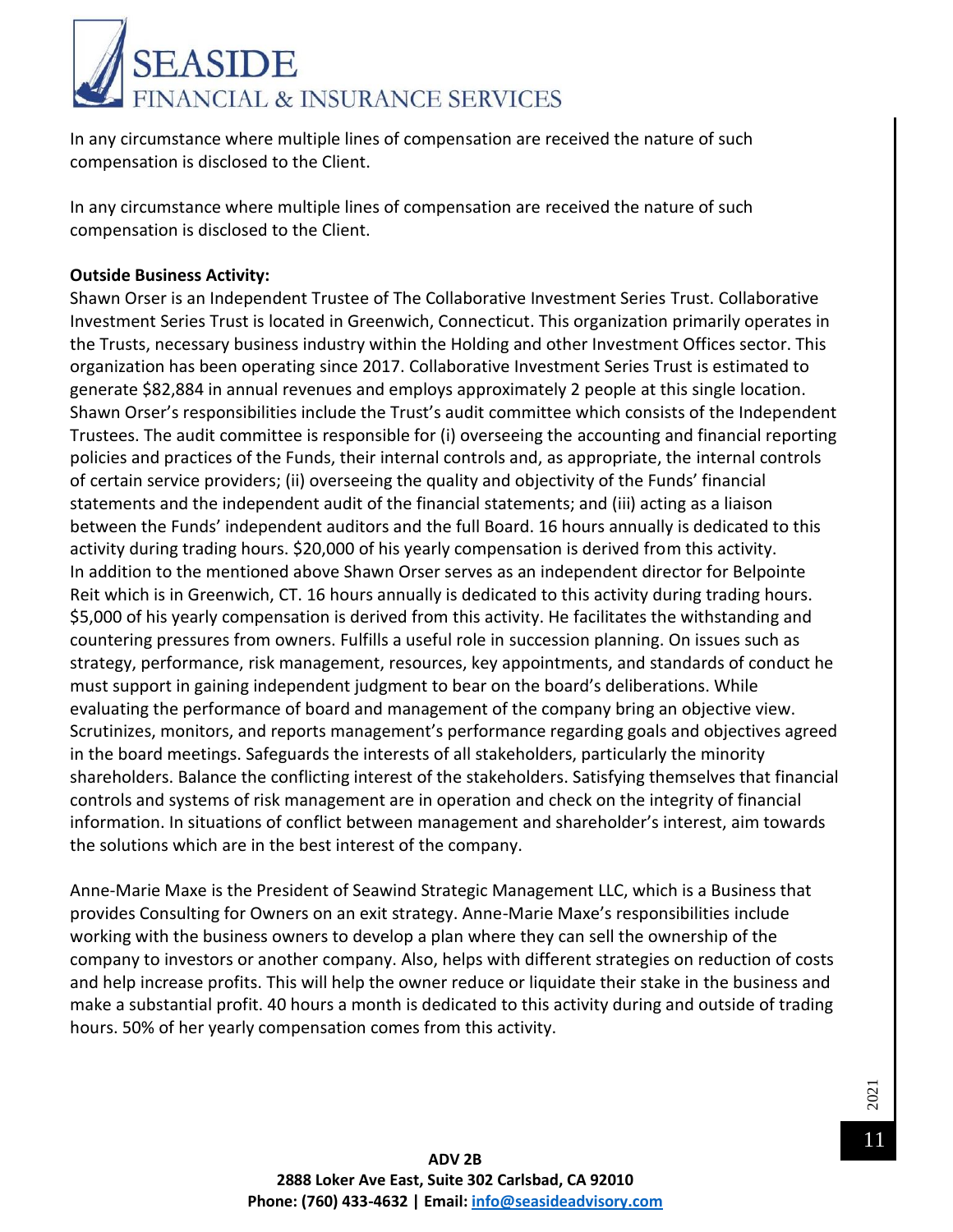In any circumstance where multiple lines of compensation are received the nature of such compensation is disclosed to the Client.

In any circumstance where multiple lines of compensation are received the nature of such compensation is disclosed to the Client.

**Outside Business Activity:**

Shawn Orser is an Independent Trustee of The Collaborative Investment Series Trust. Collaborative Investment Series Trust is located in Greenwich, Connecticut. This organization primarily operates in the Trusts, necessary business industry within the Holding and other Investment Offices sector. This organization has been operating since 2017. Collaborative Investment Series Trust is estimated to generate $82,884 in annual revenues and employs approximately 2 people at this single location. Shawn Orser's responsibilities include the Trust's audit committee which consists of the Independent Trustees. The audit committee is responsible for (i) overseeing the accounting and financial reporting policies and practices of the Funds, their internal controls and, as appropriate, the internal controls of certain service providers; (ii) overseeing the quality and objectivity of the Funds' financial statements and the independent audit of the financial statements; and (iii) acting as a liaison between the Funds' independent auditors and the full Board. 16 hours annually is dedicated to this activity during trading hours. $20,000 of his yearly compensation is derived from this activity. In addition to the mentioned above Shawn Orser serves as an independent director for Belpointe Reit which is in Greenwich, CT. 16 hours annually is dedicated to this activity during trading hours. $5,000 of his yearly compensation is derived from this activity. He facilitates the withstanding and countering pressures from owners. Fulfills a useful role in succession planning. On issues such as strategy, performance, risk management, resources, key appointments, and standards of conduct he must support in gaining independent judgment to bear on the board's deliberations. While evaluating the performance of board and management of the company bring an objective view. Scrutinizes, monitors, and reports management's performance regarding goals and objectives agreed in the board meetings. Safeguards the interests of all stakeholders, particularly the minority shareholders. Balance the conflicting interest of the stakeholders. Satisfying themselves that financial controls and systems of risk management are in operation and check on the integrity of financial information. In situations of conflict between management and shareholder's interest, aim towards the solutions which are in the best interest of the company.

Anne-Marie Maxe is the President of Seawind Strategic Management LLC, which is a Business that provides Consulting for Owners on an exit strategy. Anne-Marie Maxe's responsibilities include working with the business owners to develop a plan where they can sell the ownership of the company to investors or another company. Also, helps with different strategies on reduction of costs and help increase profits. This will help the owner reduce or liquidate their stake in the business and make a substantial profit. 40 hours a month is dedicated to this activity during and outside of trading hours. 50% of her yearly compensation comes from this activity.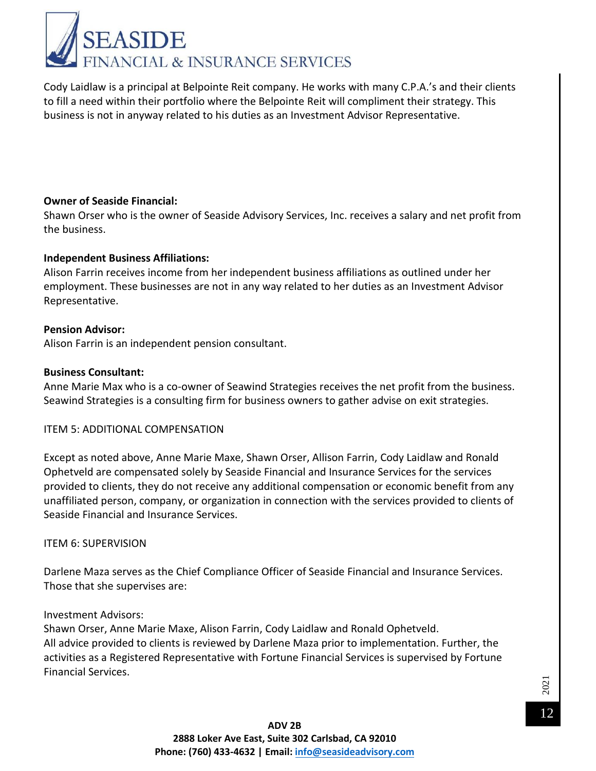Cody Laidlaw is a principal at Belpointe Reit company. He works with many C.P.A.'s and their clients to fill a need within their portfolio where the Belpointe Reit will compliment their strategy. This business is not in anyway related to his duties as an Investment Advisor Representative.

**Owner of Seaside Financial:**
Shawn Orser who is the owner of Seaside Advisory Services, Inc. receives a salary and net profit from the business.

**Independent Business Affiliations:**
Alison Farrin receives income from her independent business affiliations as outlined under her employment. These businesses are not in any way related to her duties as an Investment Advisor Representative.

**Pension Advisor:**
Alison Farrin is an independent pension consultant.

**Business Consultant:**
Anne Marie Max who is a co-owner of Seawind Strategies receives the net profit from the business. Seawind Strategies is a consulting firm for business owners to gather advise on exit strategies.

ITEM 5: ADDITIONAL COMPENSATION

Except as noted above, Anne Marie Maxe, Shawn Orser, Allison Farrin, Cody Laidlaw and Ronald Ophetveld are compensated solely by Seaside Financial and Insurance Services for the services provided to clients, they do not receive any additional compensation or economic benefit from any unaffiliated person, company, or organization in connection with the services provided to clients of Seaside Financial and Insurance Services.

ITEM 6: SUPERVISION

Darlene Maza serves as the Chief Compliance Officer of Seaside Financial and Insurance Services. Those that she supervises are:

Investment Advisors:
Shawn Orser, Anne Marie Maxe, Alison Farrin, Cody Laidlaw and Ronald Ophetveld.
All advice provided to clients is reviewed by Darlene Maza prior to implementation. Further, the activities as a Registered Representative with Fortune Financial Services is supervised by Fortune Financial Services.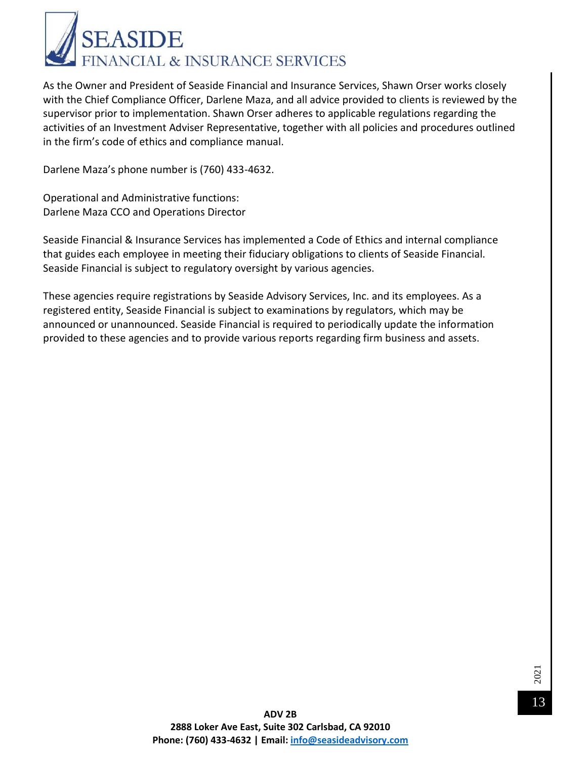As the Owner and President of Seaside Financial and Insurance Services, Shawn Orser works closely with the Chief Compliance Officer, Darlene Maza, and all advice provided to clients is reviewed by the supervisor prior to implementation. Shawn Orser adheres to applicable regulations regarding the activities of an Investment Adviser Representative, together with all policies and procedures outlined in the firm's code of ethics and compliance manual.

Darlene Maza's phone number is (760) 433-4632.

Operational and Administrative functions:
Darlene Maza CCO and Operations Director

Seaside Financial & Insurance Services has implemented a Code of Ethics and internal compliance that guides each employee in meeting their fiduciary obligations to clients of Seaside Financial. Seaside Financial is subject to regulatory oversight by various agencies.

These agencies require registrations by Seaside Advisory Services, Inc. and its employees. As a registered entity, Seaside Financial is subject to examinations by regulators, which may be announced or unannounced. Seaside Financial is required to periodically update the information provided to these agencies and to provide various reports regarding firm business and assets.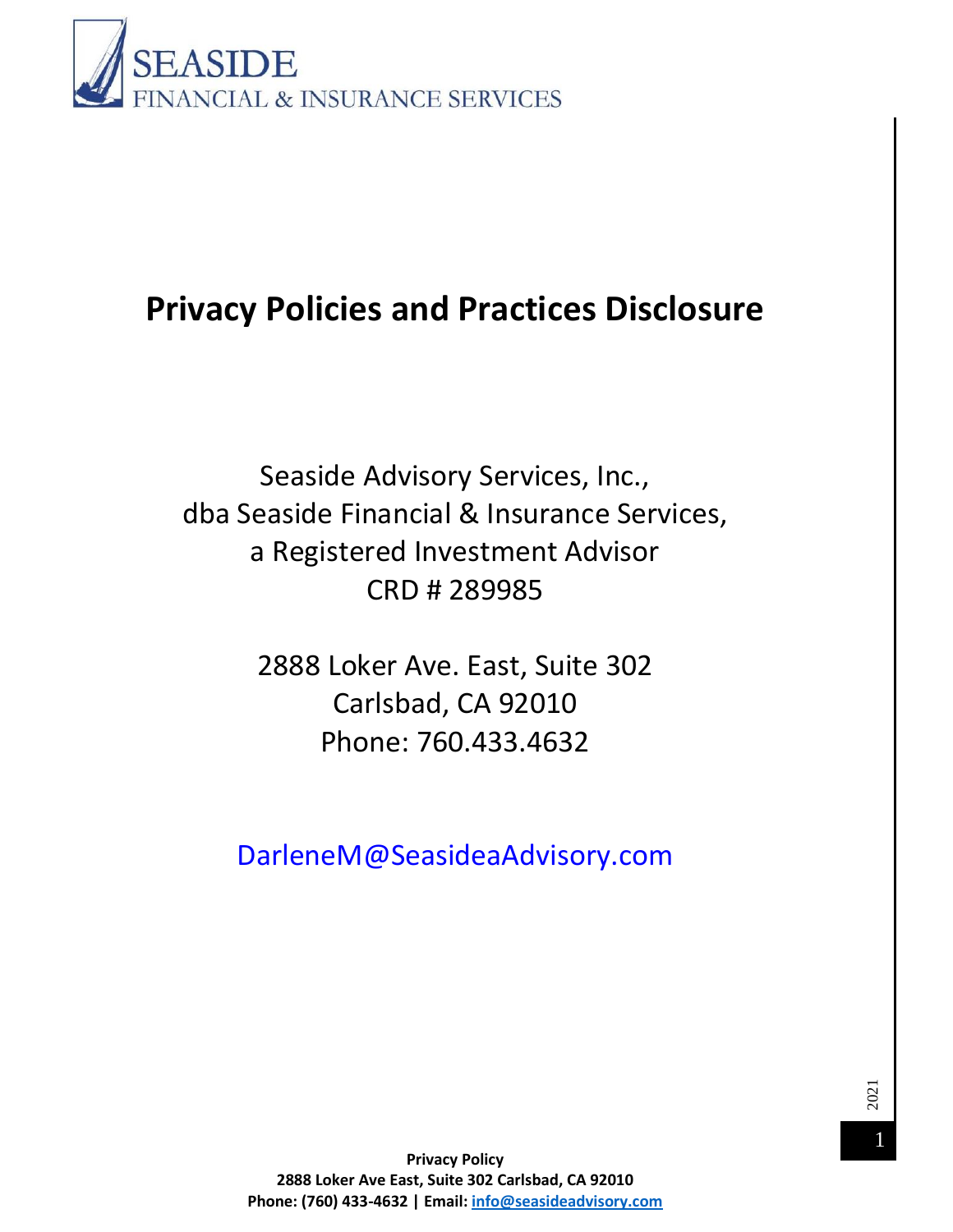SEASIDE
FINANCIAL & INSURANCE SERVICES

# Privacy Policies and Practices Disclosure

Seaside Advisory Services, Inc.,
dba Seaside Financial & Insurance Services,
a Registered Investment Advisor
CRD # 289985

2888 Loker Ave. East, Suite 302
Carlsbad, CA 92010
Phone: 760.433.4632

DarleneM@SeasideaAdvisory.com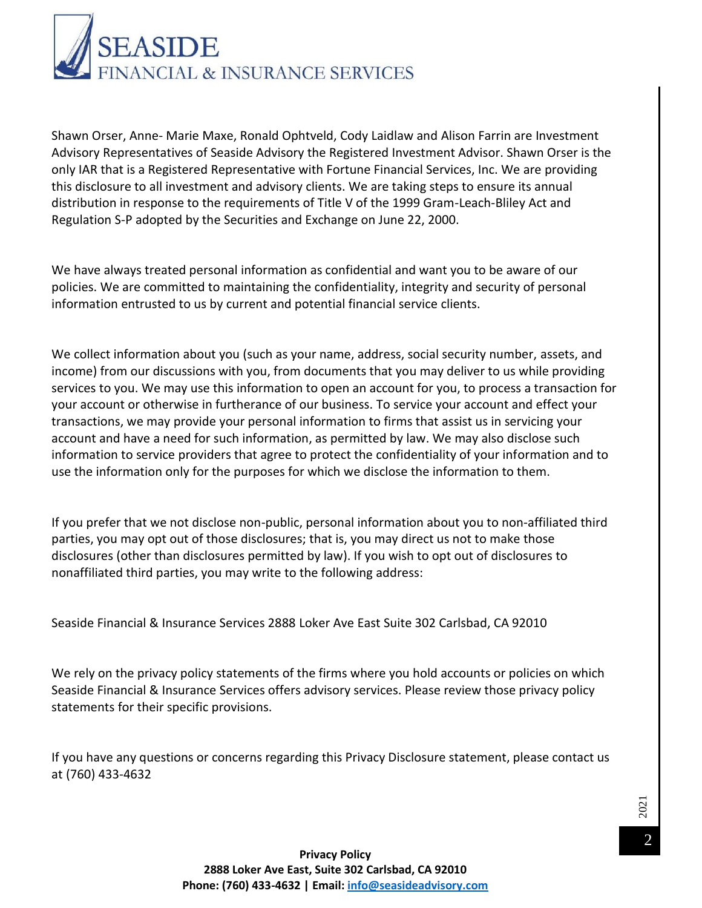Shawn Orser, Anne- Marie Maxe, Ronald Ophtveld, Cody Laidlaw and Alison Farrin are Investment Advisory Representatives of Seaside Advisory the Registered Investment Advisor. Shawn Orser is the only IAR that is a Registered Representative with Fortune Financial Services, Inc. We are providing this disclosure to all investment and advisory clients. We are taking steps to ensure its annual distribution in response to the requirements of Title V of the 1999 Gram-Leach-Bliley Act and Regulation S-P adopted by the Securities and Exchange on June 22, 2000.

We have always treated personal information as confidential and want you to be aware of our policies. We are committed to maintaining the confidentiality, integrity and security of personal information entrusted to us by current and potential financial service clients.

We collect information about you (such as your name, address, social security number, assets, and income) from our discussions with you, from documents that you may deliver to us while providing services to you. We may use this information to open an account for you, to process a transaction for your account or otherwise in furtherance of our business. To service your account and effect your transactions, we may provide your personal information to firms that assist us in servicing your account and have a need for such information, as permitted by law. We may also disclose such information to service providers that agree to protect the confidentiality of your information and to use the information only for the purposes for which we disclose the information to them.

If you prefer that we not disclose non-public, personal information about you to non-affiliated third parties, you may opt out of those disclosures; that is, you may direct us not to make those disclosures (other than disclosures permitted by law). If you wish to opt out of disclosures to nonaffiliated third parties, you may write to the following address:

Seaside Financial & Insurance Services 2888 Loker Ave East Suite 302 Carlsbad, CA 92010

We rely on the privacy policy statements of the firms where you hold accounts or policies on which Seaside Financial & Insurance Services offers advisory services. Please review those privacy policy statements for their specific provisions.

If you have any questions or concerns regarding this Privacy Disclosure statement, please contact us at (760) 433-4632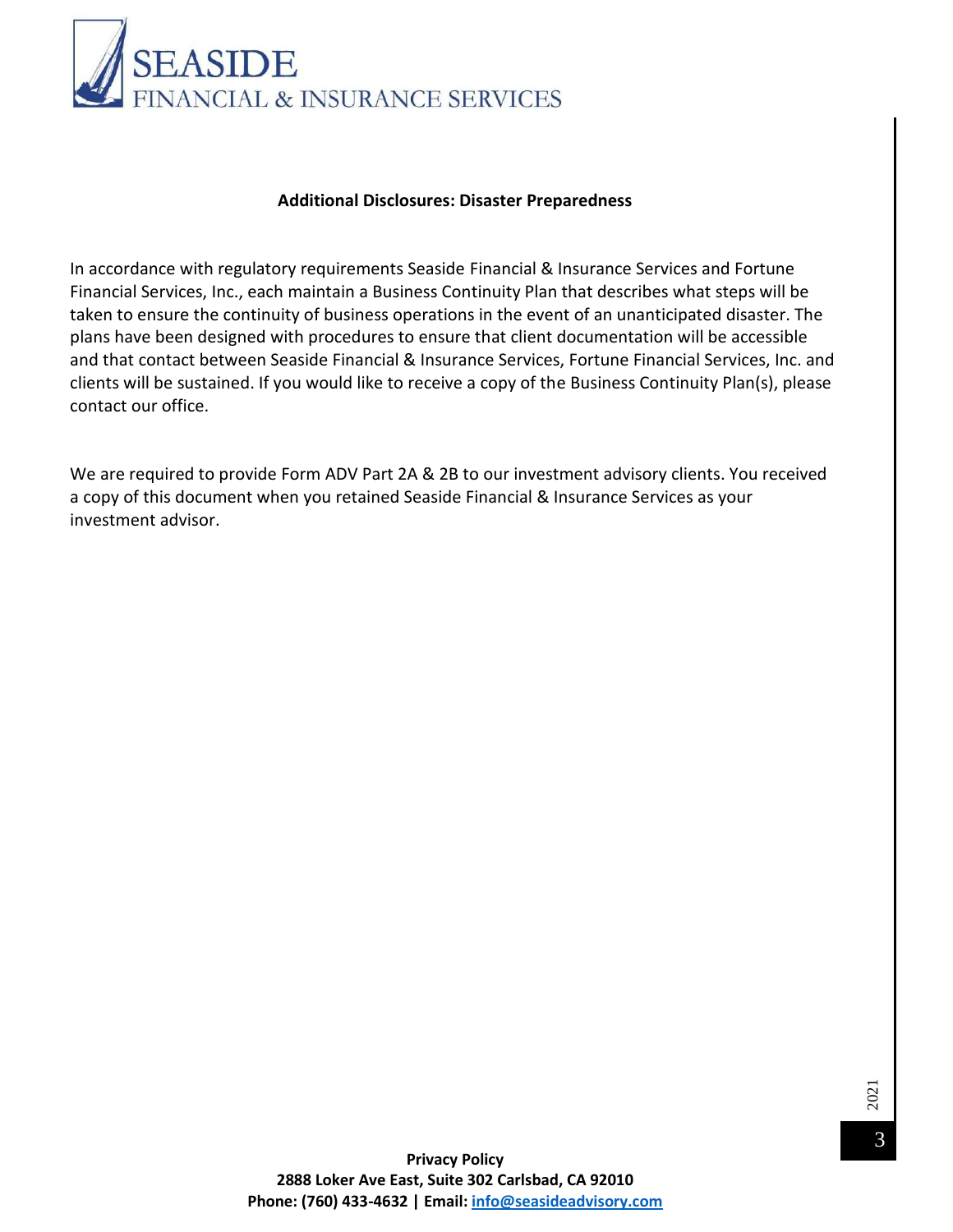## Additional Disclosures: Disaster Preparedness

In accordance with regulatory requirements Seaside Financial & Insurance Services and Fortune Financial Services, Inc., each maintain a Business Continuity Plan that describes what steps will be taken to ensure the continuity of business operations in the event of an unanticipated disaster. The plans have been designed with procedures to ensure that client documentation will be accessible and that contact between Seaside Financial & Insurance Services, Fortune Financial Services, Inc. and clients will be sustained. If you would like to receive a copy of the Business Continuity Plan(s), please contact our office.

We are required to provide Form ADV Part 2A & 2B to our investment advisory clients. You received a copy of this document when you retained Seaside Financial & Insurance Services as your investment advisor.